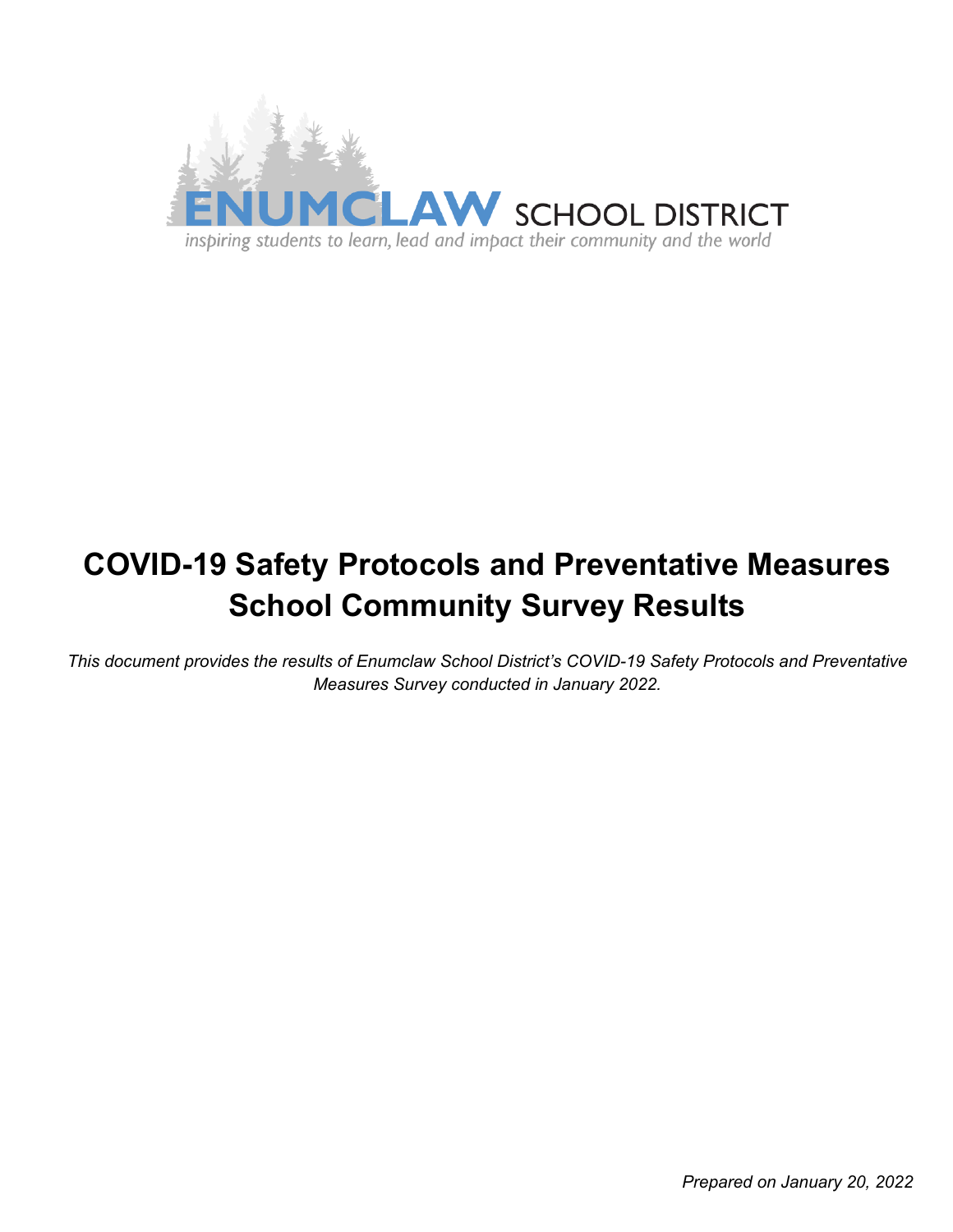ENUMCLAW SCHOOL DISTRICT

*inspiring students to learn, lead and impact their community and the world*

# COVID-19 Safety Protocols and Preventative Measures School Community Survey Results

*This document provides the results of Enumclaw School District's COVID-19 Safety Protocols and Preventative Measures Survey conducted in January 2022.*

*Prepared on January 20, 2022*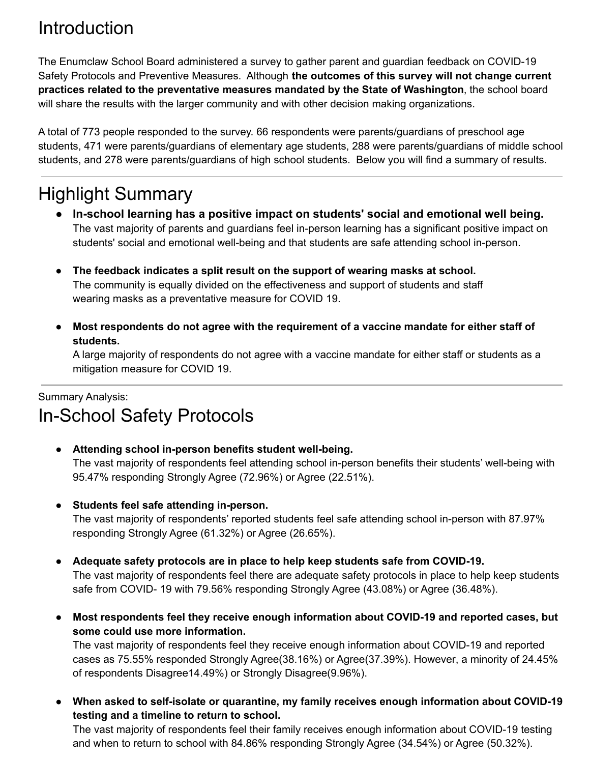# Introduction

The Enumclaw School Board administered a survey to gather parent and guardian feedback on COVID-19 Safety Protocols and Preventive Measures. Although **the outcomes of this survey will not change current practices related to the preventative measures mandated by the State of Washington**, the school board will share the results with the larger community and with other decision making organizations.

A total of 773 people responded to the survey. 66 respondents were parents/guardians of preschool age students, 471 were parents/guardians of elementary age students, 288 were parents/guardians of middle school students, and 278 were parents/guardians of high school students. Below you will find a summary of results.

# Highlight Summary

- **In-school learning has a positive impact on students' social and emotional well being.** The vast majority of parents and guardians feel in-person learning has a significant positive impact on students' social and emotional well-being and that students are safe attending school in-person.
- **The feedback indicates a split result on the support of wearing masks at school.** The community is equally divided on the effectiveness and support of students and staff wearing masks as a preventative measure for COVID 19.
- **Most respondents do not agree with the requirement of a vaccine mandate for either staff of students.** A large majority of respondents do not agree with a vaccine mandate for either staff or students as a mitigation measure for COVID 19.

Summary Analysis:

# In-School Safety Protocols

- **Attending school in-person benefits student well-being.** The vast majority of respondents feel attending school in-person benefits their students' well-being with 95.47% responding Strongly Agree (72.96%) or Agree (22.51%).
- **Students feel safe attending in-person.** The vast majority of respondents' reported students feel safe attending school in-person with 87.97% responding Strongly Agree (61.32%) or Agree (26.65%).
- **Adequate safety protocols are in place to help keep students safe from COVID-19.** The vast majority of respondents feel there are adequate safety protocols in place to help keep students safe from COVID- 19 with 79.56% responding Strongly Agree (43.08%) or Agree (36.48%).
- **Most respondents feel they receive enough information about COVID-19 and reported cases, but some could use more information.** The vast majority of respondents feel they receive enough information about COVID-19 and reported cases as 75.55% responded Strongly Agree(38.16%) or Agree(37.39%). However, a minority of 24.45% of respondents Disagree14.49%) or Strongly Disagree(9.96%).
- **When asked to self-isolate or quarantine, my family receives enough information about COVID-19 testing and a timeline to return to school.** The vast majority of respondents feel their family receives enough information about COVID-19 testing and when to return to school with 84.86% responding Strongly Agree (34.54%) or Agree (50.32%).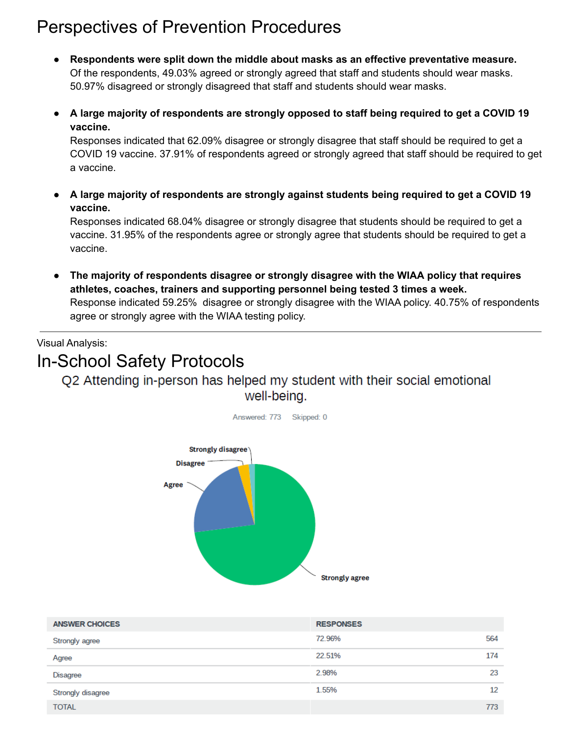# Perspectives of Prevention Procedures

- **Respondents were split down the middle about masks as an effective preventative measure.** Of the respondents, 49.03% agreed or strongly agreed that staff and students should wear masks. 50.97% disagreed or strongly disagreed that staff and students should wear masks.
- **A large majority of respondents are strongly opposed to staff being required to get a COVID 19 vaccine.** Responses indicated that 62.09% disagree or strongly disagree that staff should be required to get a COVID 19 vaccine. 37.91% of respondents agreed or strongly agreed that staff should be required to get a vaccine.
- **A large majority of respondents are strongly against students being required to get a COVID 19 vaccine.** Responses indicated 68.04% disagree or strongly disagree that students should be required to get a vaccine. 31.95% of the respondents agree or strongly agree that students should be required to get a vaccine.
- **The majority of respondents disagree or strongly disagree with the WIAA policy that requires athletes, coaches, trainers and supporting personnel being tested 3 times a week.** Response indicated 59.25% disagree or strongly disagree with the WIAA policy. 40.75% of respondents agree or strongly agree with the WIAA testing policy.

---

Visual Analysis:

# In-School Safety Protocols

## Q2 Attending in-person has helped my student with their social emotional well-being.

Answered: 773 Skipped: 0

| ANSWER CHOICES | RESPONSES | |
|---|---|---|
| Strongly agree | 72.96% | 564 |
| Agree | 22.51% | 174 |
| Disagree | 2.98% | 23 |
| Strongly disagree | 1.55% | 12 |
| TOTAL | | 773 |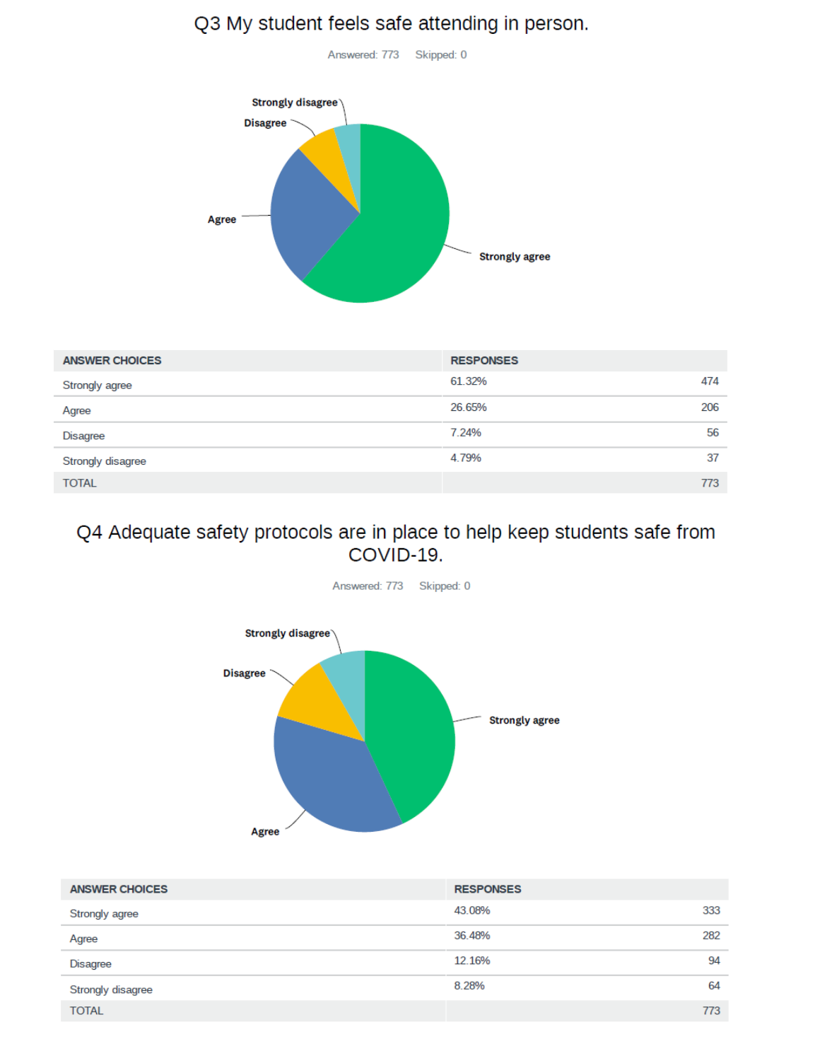## Q3 My student feels safe attending in person.

Answered: 773 Skipped: 0

| ANSWER CHOICES | RESPONSES | |
|---|---|---|
| Strongly agree | 61.32% | 474 |
| Agree | 26.65% | 206 |
| Disagree | 7.24% | 56 |
| Strongly disagree | 4.79% | 37 |
| TOTAL | | 773 |

## Q4 Adequate safety protocols are in place to help keep students safe from COVID-19.

Answered: 773 Skipped: 0

| ANSWER CHOICES | RESPONSES | |
|---|---|---|
| Strongly agree | 43.08% | 333 |
| Agree | 36.48% | 282 |
| Disagree | 12.16% | 94 |
| Strongly disagree | 8.28% | 64 |
| TOTAL | | 773 |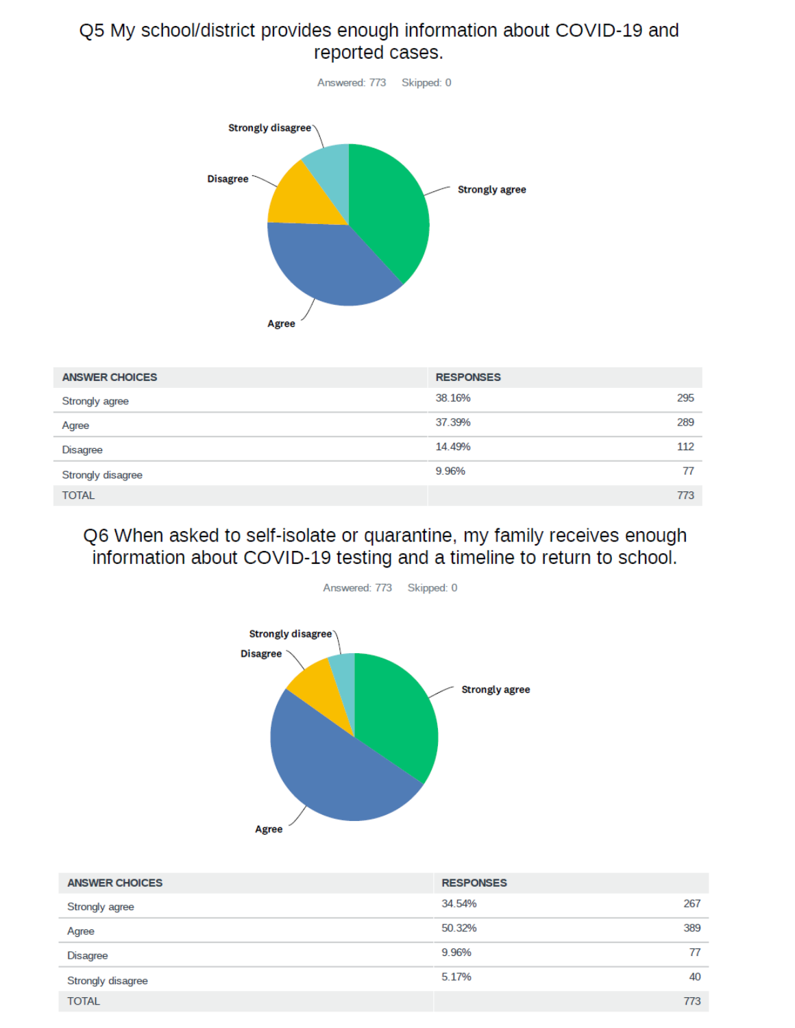## Q5 My school/district provides enough information about COVID-19 and reported cases.

Answered: 773 Skipped: 0

| ANSWER CHOICES | RESPONSES | |
|---|---|---|
| Strongly agree | 38.16% | 295 |
| Agree | 37.39% | 289 |
| Disagree | 14.49% | 112 |
| Strongly disagree | 9.96% | 77 |
| TOTAL | | 773 |

## Q6 When asked to self-isolate or quarantine, my family receives enough information about COVID-19 testing and a timeline to return to school.

Answered: 773 Skipped: 0

| ANSWER CHOICES | RESPONSES | |
|---|---|---|
| Strongly agree | 34.54% | 267 |
| Agree | 50.32% | 389 |
| Disagree | 9.96% | 77 |
| Strongly disagree | 5.17% | 40 |
| TOTAL | | 773 |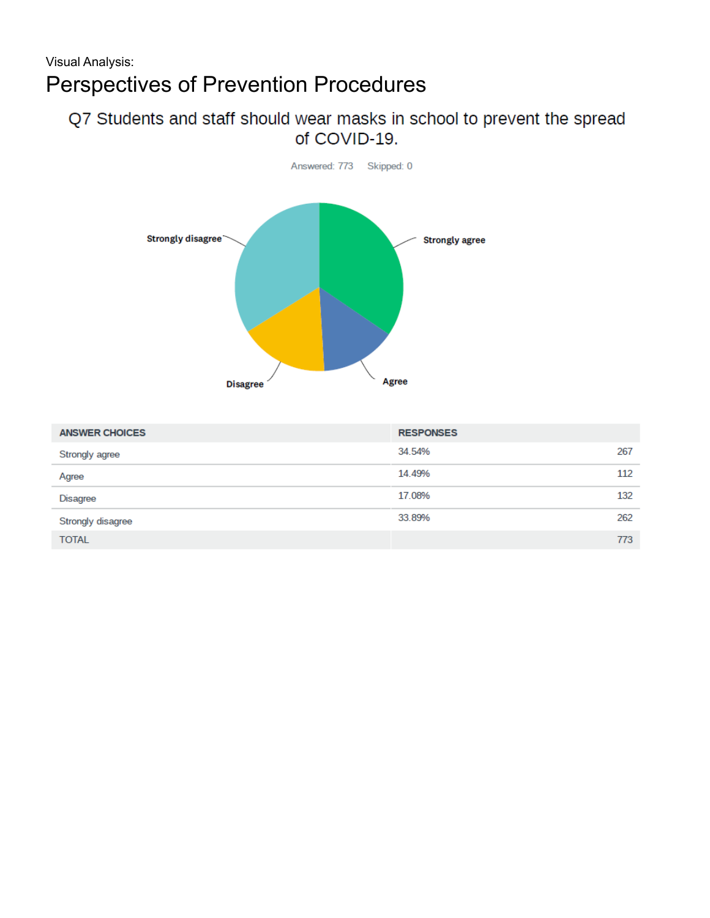Visual Analysis:

# Perspectives of Prevention Procedures

## Q7 Students and staff should wear masks in school to prevent the spread of COVID-19.

Answered: 773 Skipped: 0

Strongly disagree

Strongly agree

Disagree

Agree

| ANSWER CHOICES | RESPONSES | |
|---|---|---|
| Strongly agree | 34.54% | 267 |
| Agree | 14.49% | 112 |
| Disagree | 17.08% | 132 |
| Strongly disagree | 33.89% | 262 |
| TOTAL | | 773 |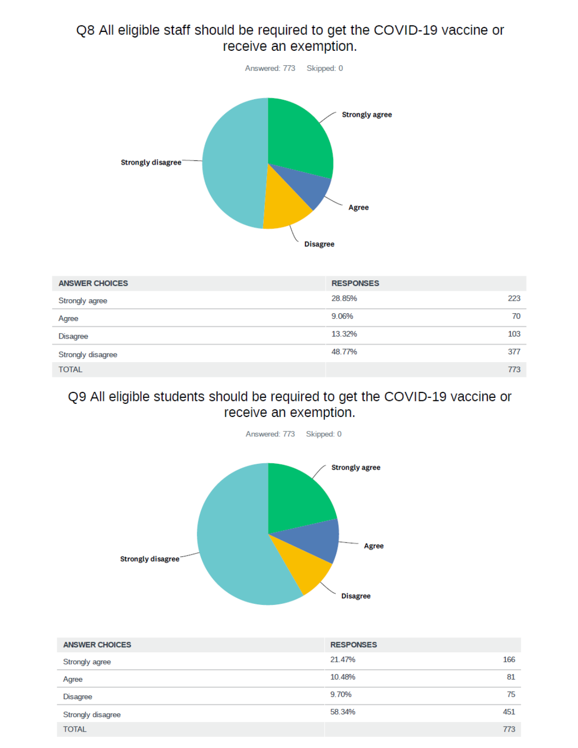## Q8 All eligible staff should be required to get the COVID-19 vaccine or receive an exemption.

Answered: 773 Skipped: 0

| ANSWER CHOICES | RESPONSES | |
|---|---|---|
| Strongly agree | 28.85% | 223 |
| Agree | 9.06% | 70 |
| Disagree | 13.32% | 103 |
| Strongly disagree | 48.77% | 377 |
| TOTAL | | 773 |

## Q9 All eligible students should be required to get the COVID-19 vaccine or receive an exemption.

Answered: 773 Skipped: 0

| ANSWER CHOICES | RESPONSES | |
|---|---|---|
| Strongly agree | 21.47% | 166 |
| Agree | 10.48% | 81 |
| Disagree | 9.70% | 75 |
| Strongly disagree | 58.34% | 451 |
| TOTAL | | 773 |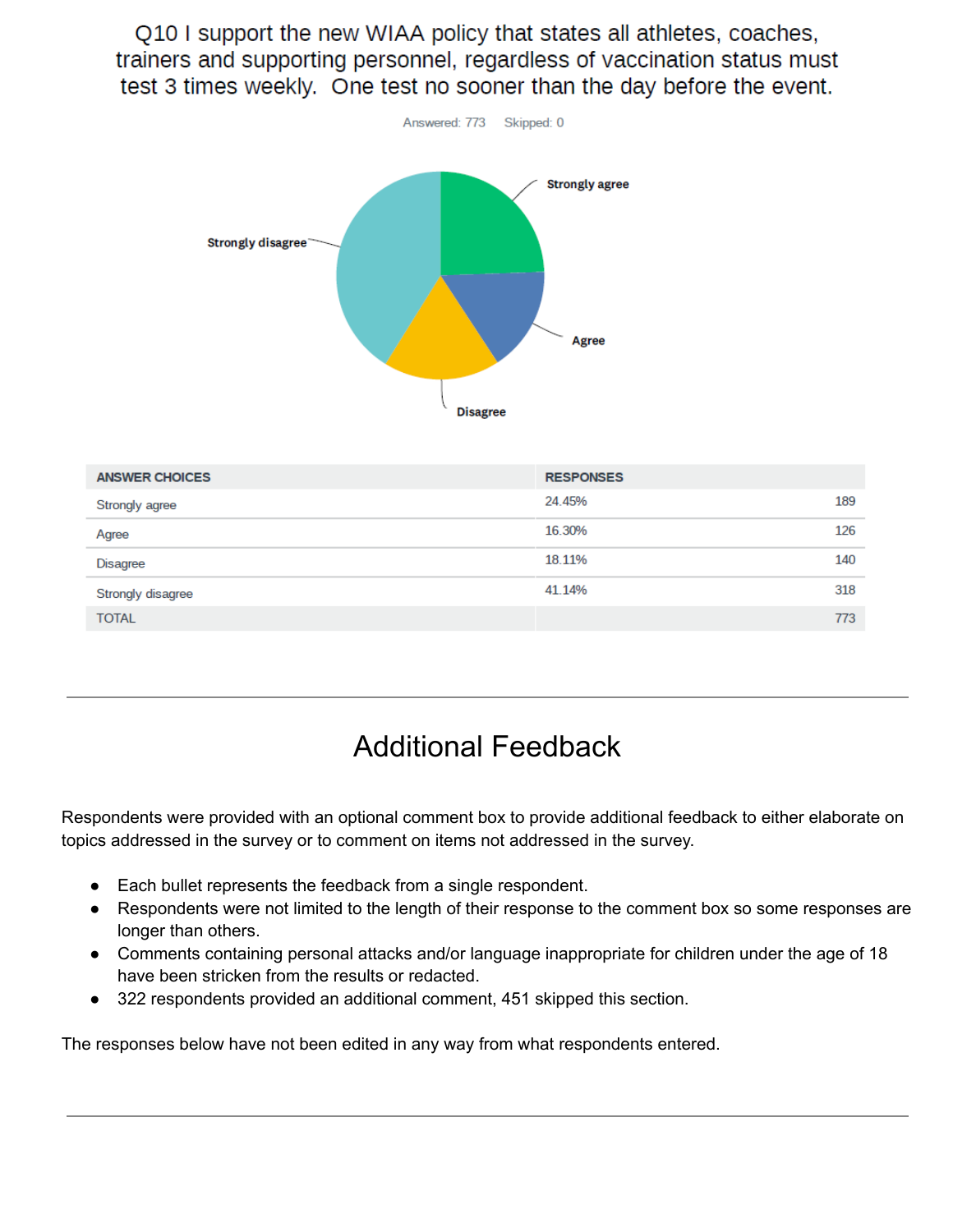Q10 I support the new WIAA policy that states all athletes, coaches, trainers and supporting personnel, regardless of vaccination status must test 3 times weekly. One test no sooner than the day before the event.

Answered: 773 Skipped: 0

| ANSWER CHOICES | RESPONSES | |
|---|---|---|
| Strongly agree | 24.45% | 189 |
| Agree | 16.30% | 126 |
| Disagree | 18.11% | 140 |
| Strongly disagree | 41.14% | 318 |
| TOTAL | | 773 |

---

# Additional Feedback

Respondents were provided with an optional comment box to provide additional feedback to either elaborate on topics addressed in the survey or to comment on items not addressed in the survey.

- Each bullet represents the feedback from a single respondent.
- Respondents were not limited to the length of their response to the comment box so some responses are longer than others.
- Comments containing personal attacks and/or language inappropriate for children under the age of 18 have been stricken from the results or redacted.
- 322 respondents provided an additional comment, 451 skipped this section.

The responses below have not been edited in any way from what respondents entered.

---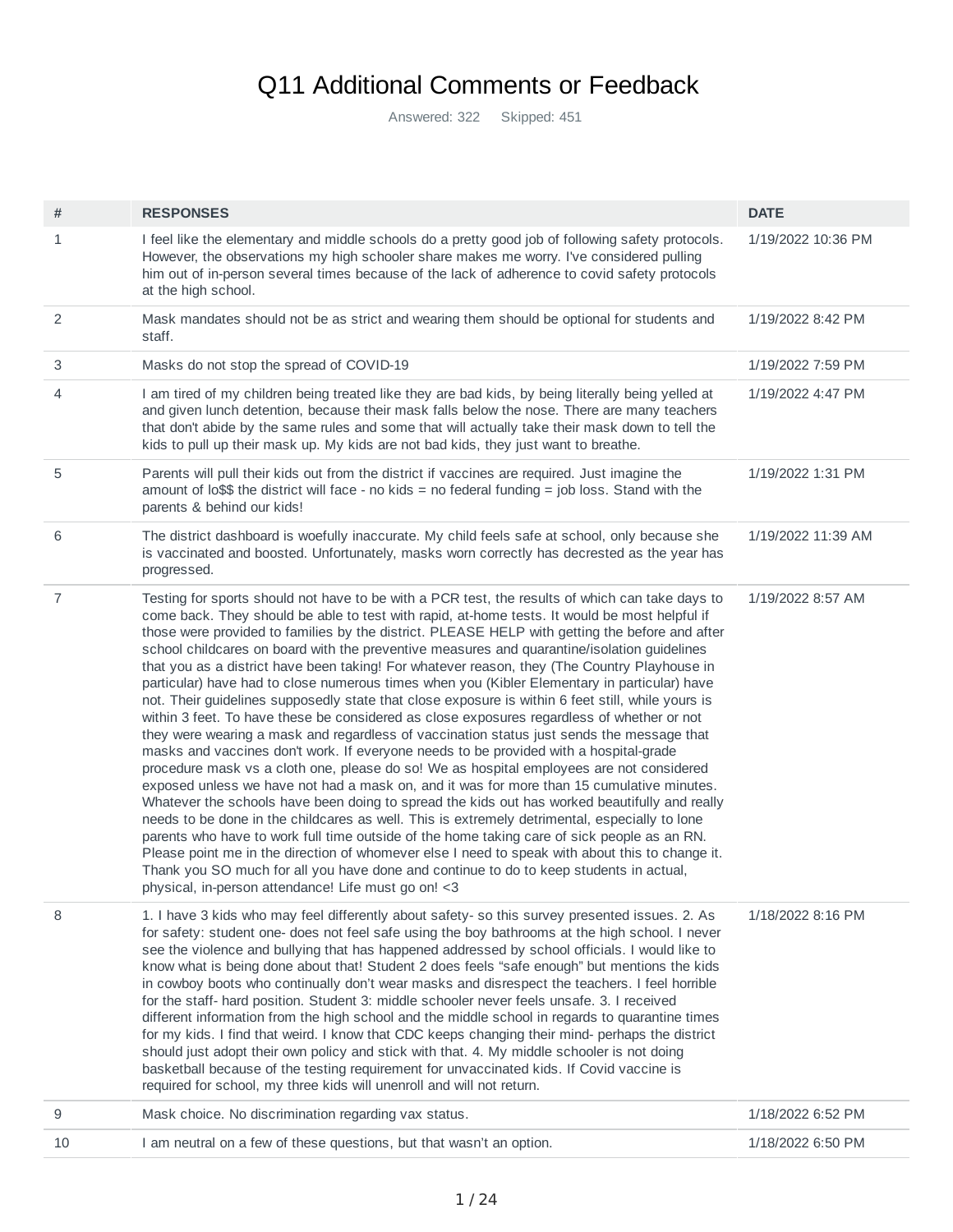# Q11 Additional Comments or Feedback

Answered: 322 Skipped: 451

| # | RESPONSES | DATE |
|---|---|---|
| 1 | I feel like the elementary and middle schools do a pretty good job of following safety protocols. However, the observations my high schooler share makes me worry. I've considered pulling him out of in-person several times because of the lack of adherence to covid safety protocols at the high school. | 1/19/2022 10:36 PM |
| 2 | Mask mandates should not be as strict and wearing them should be optional for students and staff. | 1/19/2022 8:42 PM |
| 3 | Masks do not stop the spread of COVID-19 | 1/19/2022 7:59 PM |
| 4 | I am tired of my children being treated like they are bad kids, by being literally being yelled at and given lunch detention, because their mask falls below the nose. There are many teachers that don't abide by the same rules and some that will actually take their mask down to tell the kids to pull up their mask up. My kids are not bad kids, they just want to breathe. | 1/19/2022 4:47 PM |
| 5 | Parents will pull their kids out from the district if vaccines are required. Just imagine the amount of lo$$ the district will face - no kids = no federal funding = job loss. Stand with the parents & behind our kids! | 1/19/2022 1:31 PM |
| 6 | The district dashboard is woefully inaccurate. My child feels safe at school, only because she is vaccinated and boosted. Unfortunately, masks worn correctly has decrested as the year has progressed. | 1/19/2022 11:39 AM |
| 7 | Testing for sports should not have to be with a PCR test, the results of which can take days to come back. They should be able to test with rapid, at-home tests. It would be most helpful if those were provided to families by the district. PLEASE HELP with getting the before and after school childcares on board with the preventive measures and quarantine/isolation guidelines that you as a district have been taking! For whatever reason, they (The Country Playhouse in particular) have had to close numerous times when you (Kibler Elementary in particular) have not. Their guidelines supposedly state that close exposure is within 6 feet still, while yours is within 3 feet. To have these be considered as close exposures regardless of whether or not they were wearing a mask and regardless of vaccination status just sends the message that masks and vaccines don't work. If everyone needs to be provided with a hospital-grade procedure mask vs a cloth one, please do so! We as hospital employees are not considered exposed unless we have not had a mask on, and it was for more than 15 cumulative minutes. Whatever the schools have been doing to spread the kids out has worked beautifully and really needs to be done in the childcares as well. This is extremely detrimental, especially to lone parents who have to work full time outside of the home taking care of sick people as an RN. Please point me in the direction of whomever else I need to speak with about this to change it. Thank you SO much for all you have done and continue to do to keep students in actual, physical, in-person attendance! Life must go on! <3 | 1/19/2022 8:57 AM |
| 8 | 1. I have 3 kids who may feel differently about safety- so this survey presented issues. 2. As for safety: student one- does not feel safe using the boy bathrooms at the high school. I never see the violence and bullying that has happened addressed by school officials. I would like to know what is being done about that! Student 2 does feels "safe enough" but mentions the kids in cowboy boots who continually don't wear masks and disrespect the teachers. I feel horrible for the staff- hard position. Student 3: middle schooler never feels unsafe. 3. I received different information from the high school and the middle school in regards to quarantine times for my kids. I find that weird. I know that CDC keeps changing their mind- perhaps the district should just adopt their own policy and stick with that. 4. My middle schooler is not doing basketball because of the testing requirement for unvaccinated kids. If Covid vaccine is required for school, my three kids will unenroll and will not return. | 1/18/2022 8:16 PM |
| 9 | Mask choice. No discrimination regarding vax status. | 1/18/2022 6:52 PM |
| 10 | I am neutral on a few of these questions, but that wasn't an option. | 1/18/2022 6:50 PM |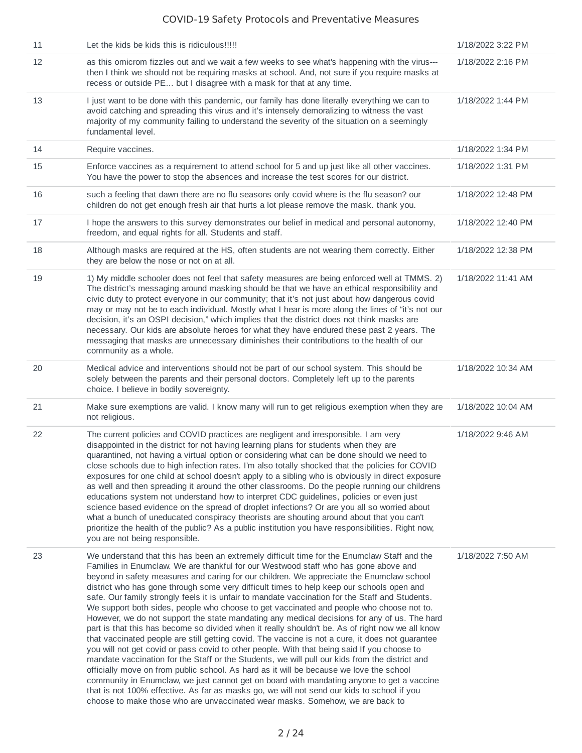# COVID-19 Safety Protocols and Preventative Measures

| | | |
|---|---|---|
| 11 | Let the kids be kids this is ridiculous!!!!! | 1/18/2022 3:22 PM |
| 12 | as this omicrom fizzles out and we wait a few weeks to see what's happening with the virus---then I think we should not be requiring masks at school. And, not sure if you require masks at recess or outside PE... but I disagree with a mask for that at any time. | 1/18/2022 2:16 PM |
| 13 | I just want to be done with this pandemic, our family has done literally everything we can to avoid catching and spreading this virus and it's intensely demoralizing to witness the vast majority of my community failing to understand the severity of the situation on a seemingly fundamental level. | 1/18/2022 1:44 PM |
| 14 | Require vaccines. | 1/18/2022 1:34 PM |
| 15 | Enforce vaccines as a requirement to attend school for 5 and up just like all other vaccines. You have the power to stop the absences and increase the test scores for our district. | 1/18/2022 1:31 PM |
| 16 | such a feeling that dawn there are no flu seasons only covid where is the flu season? our children do not get enough fresh air that hurts a lot please remove the mask. thank you. | 1/18/2022 12:48 PM |
| 17 | I hope the answers to this survey demonstrates our belief in medical and personal autonomy, freedom, and equal rights for all. Students and staff. | 1/18/2022 12:40 PM |
| 18 | Although masks are required at the HS, often students are not wearing them correctly. Either they are below the nose or not on at all. | 1/18/2022 12:38 PM |
| 19 | 1) My middle schooler does not feel that safety measures are being enforced well at TMMS. 2) The district's messaging around masking should be that we have an ethical responsibility and civic duty to protect everyone in our community; that it's not just about how dangerous covid may or may not be to each individual. Mostly what I hear is more along the lines of "it's not our decision, it's an OSPI decision," which implies that the district does not think masks are necessary. Our kids are absolute heroes for what they have endured these past 2 years. The messaging that masks are unnecessary diminishes their contributions to the health of our community as a whole. | 1/18/2022 11:41 AM |
| 20 | Medical advice and interventions should not be part of our school system. This should be solely between the parents and their personal doctors. Completely left up to the parents choice. I believe in bodily sovereignty. | 1/18/2022 10:34 AM |
| 21 | Make sure exemptions are valid. I know many will run to get religious exemption when they are not religious. | 1/18/2022 10:04 AM |
| 22 | The current policies and COVID practices are negligent and irresponsible. I am very disappointed in the district for not having learning plans for students when they are quarantined, not having a virtual option or considering what can be done should we need to close schools due to high infection rates. I'm also totally shocked that the policies for COVID exposures for one child at school doesn't apply to a sibling who is obviously in direct exposure as well and then spreading it around the other classrooms. Do the people running our childrens educations system not understand how to interpret CDC guidelines, policies or even just science based evidence on the spread of droplet infections? Or are you all so worried about what a bunch of uneducated conspiracy theorists are shouting around about that you can't prioritize the health of the public? As a public institution you have responsibilities. Right now, you are not being responsible. | 1/18/2022 9:46 AM |
| 23 | We understand that this has been an extremely difficult time for the Enumclaw Staff and the Families in Enumclaw. We are thankful for our Westwood staff who has gone above and beyond in safety measures and caring for our children. We appreciate the Enumclaw school district who has gone through some very difficult times to help keep our schools open and safe. Our family strongly feels it is unfair to mandate vaccination for the Staff and Students. We support both sides, people who choose to get vaccinated and people who choose not to. However, we do not support the state mandating any medical decisions for any of us. The hard part is that this has become so divided when it really shouldn't be. As of right now we all know that vaccinated people are still getting covid. The vaccine is not a cure, it does not guarantee you will not get covid or pass covid to other people. With that being said If you choose to mandate vaccination for the Staff or the Students, we will pull our kids from the district and officially move on from public school. As hard as it will be because we love the school community in Enumclaw, we just cannot get on board with mandating anyone to get a vaccine that is not 100% effective. As far as masks go, we will not send our kids to school if you choose to make those who are unvaccinated wear masks. Somehow, we are back to | 1/18/2022 7:50 AM |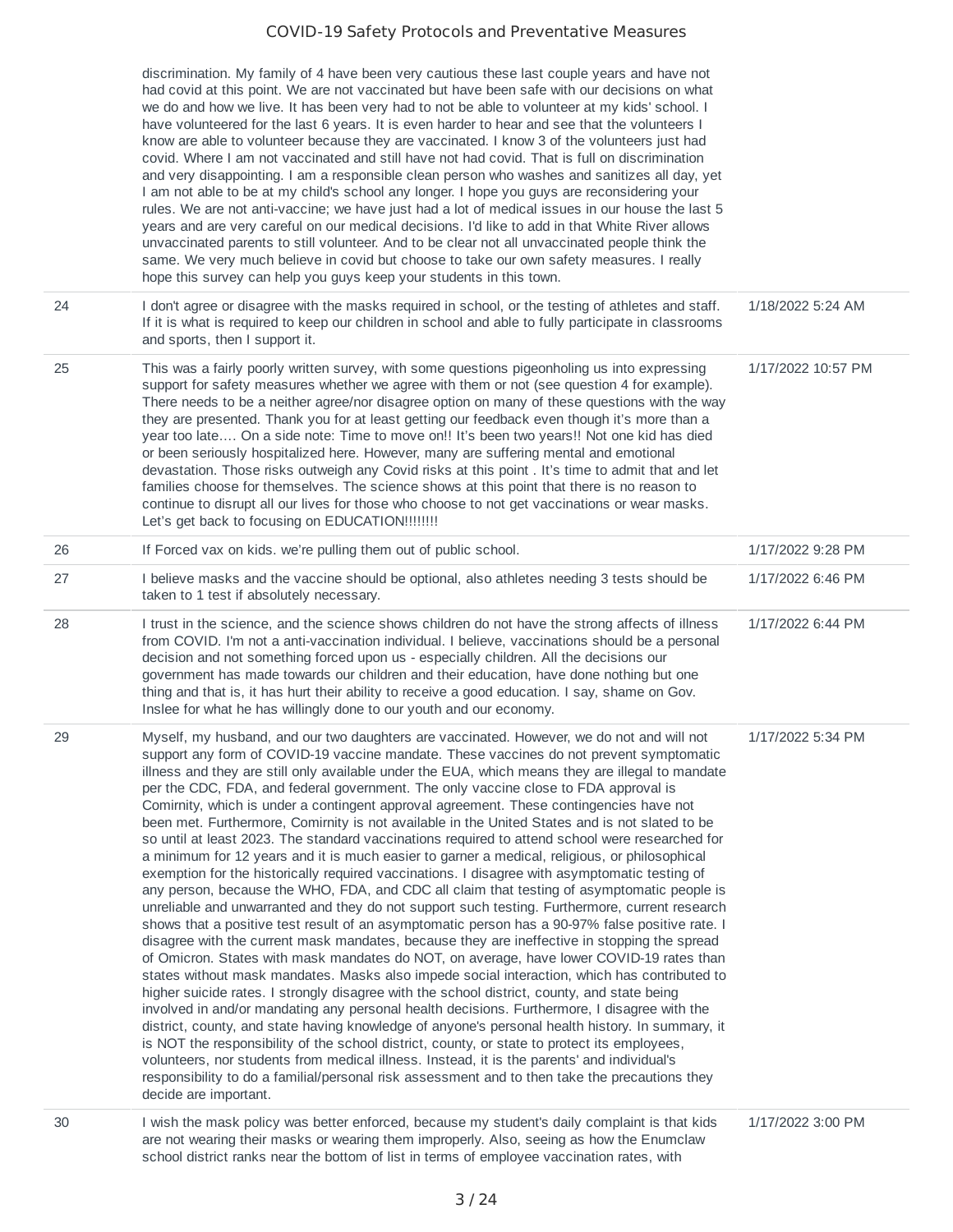| | | |
|---|---|---|
| | discrimination. My family of 4 have been very cautious these last couple years and have not had covid at this point. We are not vaccinated but have been safe with our decisions on what we do and how we live. It has been very had to not be able to volunteer at my kids' school. I have volunteered for the last 6 years. It is even harder to hear and see that the volunteers I know are able to volunteer because they are vaccinated. I know 3 of the volunteers just had covid. Where I am not vaccinated and still have not had covid. That is full on discrimination and very disappointing. I am a responsible clean person who washes and sanitizes all day, yet I am not able to be at my child's school any longer. I hope you guys are reconsidering your rules. We are not anti-vaccine; we have just had a lot of medical issues in our house the last 5 years and are very careful on our medical decisions. I'd like to add in that White River allows unvaccinated parents to still volunteer. And to be clear not all unvaccinated people think the same. We very much believe in covid but choose to take our own safety measures. I really hope this survey can help you guys keep your students in this town. | |
| 24 | I don't agree or disagree with the masks required in school, or the testing of athletes and staff. If it is what is required to keep our children in school and able to fully participate in classrooms and sports, then I support it. | 1/18/2022 5:24 AM |
| 25 | This was a fairly poorly written survey, with some questions pigeonholing us into expressing support for safety measures whether we agree with them or not (see question 4 for example). There needs to be a neither agree/nor disagree option on many of these questions with the way they are presented. Thank you for at least getting our feedback even though it's more than a year too late…. On a side note: Time to move on!! It's been two years!! Not one kid has died or been seriously hospitalized here. However, many are suffering mental and emotional devastation. Those risks outweigh any Covid risks at this point . It's time to admit that and let families choose for themselves. The science shows at this point that there is no reason to continue to disrupt all our lives for those who choose to not get vaccinations or wear masks. Let's get back to focusing on EDUCATION!!!!!!!! | 1/17/2022 10:57 PM |
| 26 | If Forced vax on kids. we're pulling them out of public school. | 1/17/2022 9:28 PM |
| 27 | I believe masks and the vaccine should be optional, also athletes needing 3 tests should be taken to 1 test if absolutely necessary. | 1/17/2022 6:46 PM |
| 28 | I trust in the science, and the science shows children do not have the strong affects of illness from COVID. I'm not a anti-vaccination individual. I believe, vaccinations should be a personal decision and not something forced upon us - especially children. All the decisions our government has made towards our children and their education, have done nothing but one thing and that is, it has hurt their ability to receive a good education. I say, shame on Gov. Inslee for what he has willingly done to our youth and our economy. | 1/17/2022 6:44 PM |
| 29 | Myself, my husband, and our two daughters are vaccinated. However, we do not and will not support any form of COVID-19 vaccine mandate. These vaccines do not prevent symptomatic illness and they are still only available under the EUA, which means they are illegal to mandate per the CDC, FDA, and federal government. The only vaccine close to FDA approval is Comirnity, which is under a contingent approval agreement. These contingencies have not been met. Furthermore, Comirnity is not available in the United States and is not slated to be so until at least 2023. The standard vaccinations required to attend school were researched for a minimum for 12 years and it is much easier to garner a medical, religious, or philosophical exemption for the historically required vaccinations. I disagree with asymptomatic testing of any person, because the WHO, FDA, and CDC all claim that testing of asymptomatic people is unreliable and unwarranted and they do not support such testing. Furthermore, current research shows that a positive test result of an asymptomatic person has a 90-97% false positive rate. I disagree with the current mask mandates, because they are ineffective in stopping the spread of Omicron. States with mask mandates do NOT, on average, have lower COVID-19 rates than states without mask mandates. Masks also impede social interaction, which has contributed to higher suicide rates. I strongly disagree with the school district, county, and state being involved in and/or mandating any personal health decisions. Furthermore, I disagree with the district, county, and state having knowledge of anyone's personal health history. In summary, it is NOT the responsibility of the school district, county, or state to protect its employees, volunteers, nor students from medical illness. Instead, it is the parents' and individual's responsibility to do a familial/personal risk assessment and to then take the precautions they decide are important. | 1/17/2022 5:34 PM |
| 30 | I wish the mask policy was better enforced, because my student's daily complaint is that kids are not wearing their masks or wearing them improperly. Also, seeing as how the Enumclaw school district ranks near the bottom of list in terms of employee vaccination rates, with | 1/17/2022 3:00 PM |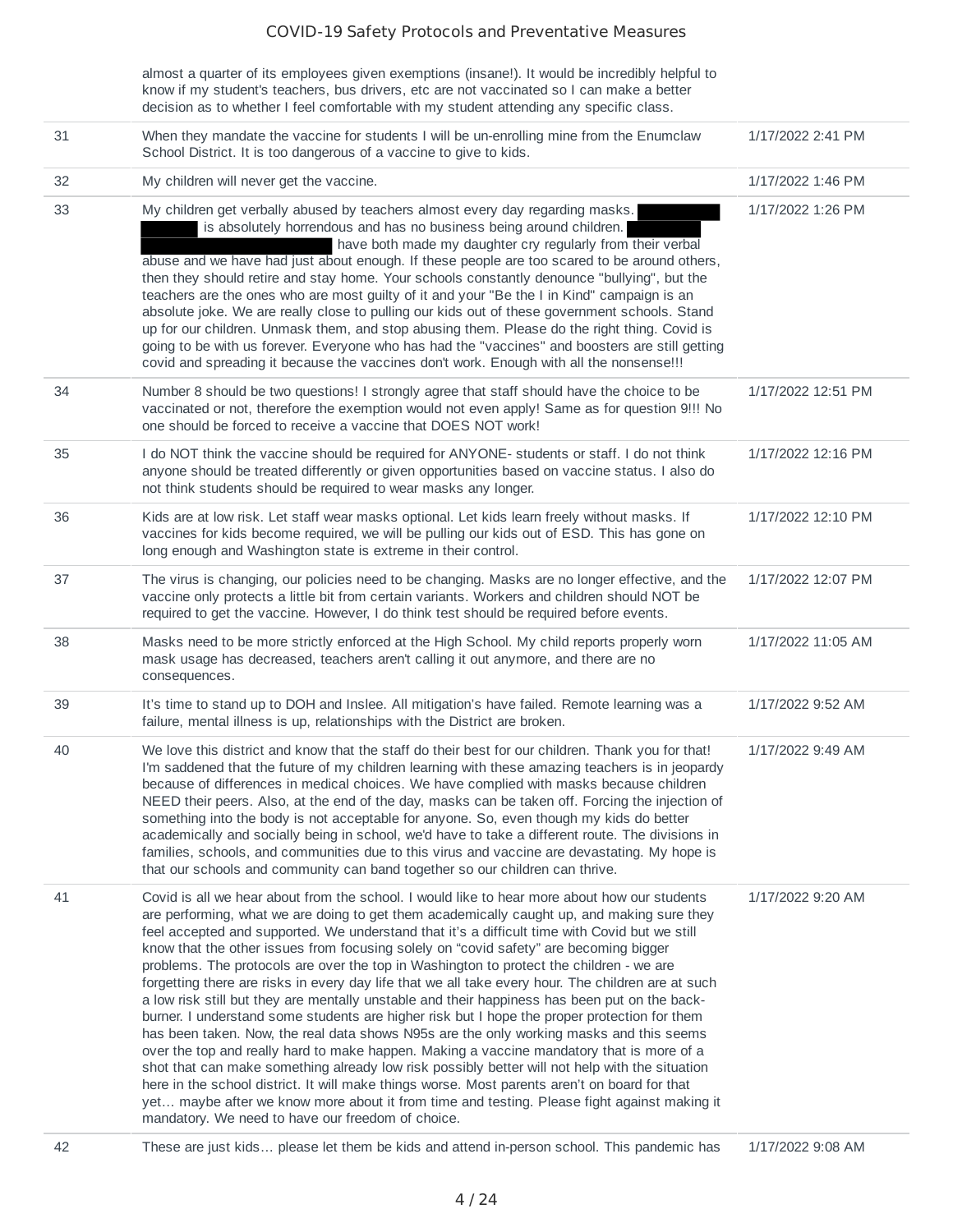| | almost a quarter of its employees given exemptions (insane!). It would be incredibly helpful to know if my student's teachers, bus drivers, etc are not vaccinated so I can make a better decision as to whether I feel comfortable with my student attending any specific class. | |
|---|---|---|
| 31 | When they mandate the vaccine for students I will be un-enrolling mine from the Enumclaw School District. It is too dangerous of a vaccine to give to kids. | 1/17/2022 2:41 PM |
| 32 | My children will never get the vaccine. | 1/17/2022 1:46 PM |
| 33 | My children get verbally abused by teachers almost every day regarding masks. [redacted] is absolutely horrendous and has no business being around children. [redacted] have both made my daughter cry regularly from their verbal abuse and we have had just about enough. If these people are too scared to be around others, then they should retire and stay home. Your schools constantly denounce "bullying", but the teachers are the ones who are most guilty of it and your "Be the I in Kind" campaign is an absolute joke. We are really close to pulling our kids out of these government schools. Stand up for our children. Unmask them, and stop abusing them. Please do the right thing. Covid is going to be with us forever. Everyone who has had the "vaccines" and boosters are still getting covid and spreading it because the vaccines don't work. Enough with all the nonsense!!! | 1/17/2022 1:26 PM |
| 34 | Number 8 should be two questions! I strongly agree that staff should have the choice to be vaccinated or not, therefore the exemption would not even apply! Same as for question 9!!! No one should be forced to receive a vaccine that DOES NOT work! | 1/17/2022 12:51 PM |
| 35 | I do NOT think the vaccine should be required for ANYONE- students or staff. I do not think anyone should be treated differently or given opportunities based on vaccine status. I also do not think students should be required to wear masks any longer. | 1/17/2022 12:16 PM |
| 36 | Kids are at low risk. Let staff wear masks optional. Let kids learn freely without masks. If vaccines for kids become required, we will be pulling our kids out of ESD. This has gone on long enough and Washington state is extreme in their control. | 1/17/2022 12:10 PM |
| 37 | The virus is changing, our policies need to be changing. Masks are no longer effective, and the vaccine only protects a little bit from certain variants. Workers and children should NOT be required to get the vaccine. However, I do think test should be required before events. | 1/17/2022 12:07 PM |
| 38 | Masks need to be more strictly enforced at the High School. My child reports properly worn mask usage has decreased, teachers aren't calling it out anymore, and there are no consequences. | 1/17/2022 11:05 AM |
| 39 | It's time to stand up to DOH and Inslee. All mitigation's have failed. Remote learning was a failure, mental illness is up, relationships with the District are broken. | 1/17/2022 9:52 AM |
| 40 | We love this district and know that the staff do their best for our children. Thank you for that! I'm saddened that the future of my children learning with these amazing teachers is in jeopardy because of differences in medical choices. We have complied with masks because children NEED their peers. Also, at the end of the day, masks can be taken off. Forcing the injection of something into the body is not acceptable for anyone. So, even though my kids do better academically and socially being in school, we'd have to take a different route. The divisions in families, schools, and communities due to this virus and vaccine are devastating. My hope is that our schools and community can band together so our children can thrive. | 1/17/2022 9:49 AM |
| 41 | Covid is all we hear about from the school. I would like to hear more about how our students are performing, what we are doing to get them academically caught up, and making sure they feel accepted and supported. We understand that it's a difficult time with Covid but we still know that the other issues from focusing solely on "covid safety" are becoming bigger problems. The protocols are over the top in Washington to protect the children - we are forgetting there are risks in every day life that we all take every hour. The children are at such a low risk still but they are mentally unstable and their happiness has been put on the back-burner. I understand some students are higher risk but I hope the proper protection for them has been taken. Now, the real data shows N95s are the only working masks and this seems over the top and really hard to make happen. Making a vaccine mandatory that is more of a shot that can make something already low risk possibly better will not help with the situation here in the school district. It will make things worse. Most parents aren't on board for that yet… maybe after we know more about it from time and testing. Please fight against making it mandatory. We need to have our freedom of choice. | 1/17/2022 9:20 AM |
| 42 | These are just kids… please let them be kids and attend in-person school. This pandemic has | 1/17/2022 9:08 AM |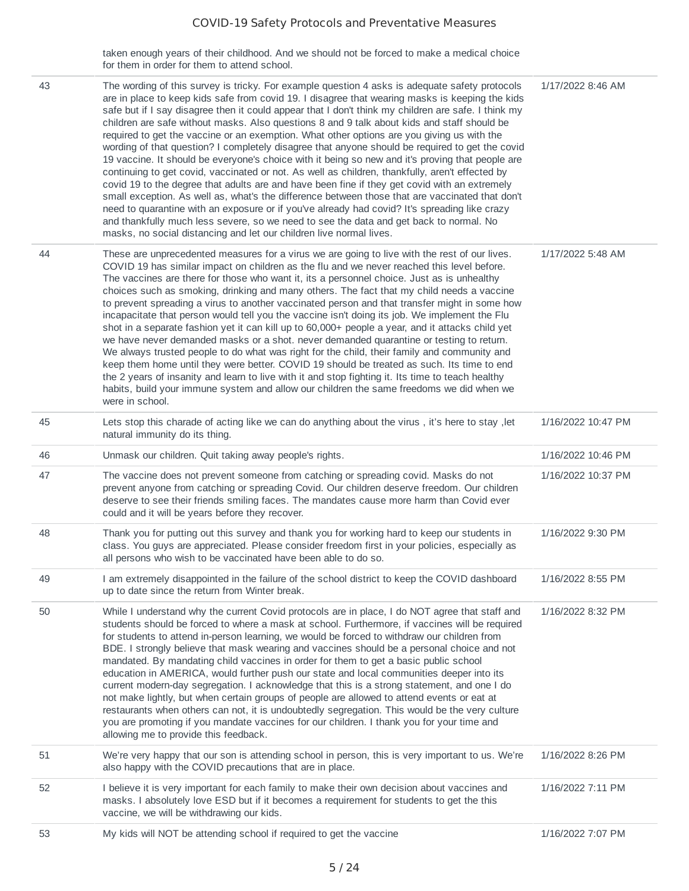|  | taken enough years of their childhood. And we should not be forced to make a medical choice for them in order for them to attend school. |  |
|---|---|---|
| 43 | The wording of this survey is tricky. For example question 4 asks is adequate safety protocols are in place to keep kids safe from covid 19. I disagree that wearing masks is keeping the kids safe but if I say disagree then it could appear that I don't think my children are safe. I think my children are safe without masks. Also questions 8 and 9 talk about kids and staff should be required to get the vaccine or an exemption. What other options are you giving us with the wording of that question? I completely disagree that anyone should be required to get the covid 19 vaccine. It should be everyone's choice with it being so new and it's proving that people are continuing to get covid, vaccinated or not. As well as children, thankfully, aren't effected by covid 19 to the degree that adults are and have been fine if they get covid with an extremely small exception. As well as, what's the difference between those that are vaccinated that don't need to quarantine with an exposure or if you've already had covid? It's spreading like crazy and thankfully much less severe, so we need to see the data and get back to normal. No masks, no social distancing and let our children live normal lives. | 1/17/2022 8:46 AM |
| 44 | These are unprecedented measures for a virus we are going to live with the rest of our lives. COVID 19 has similar impact on children as the flu and we never reached this level before. The vaccines are there for those who want it, its a personnel choice. Just as is unhealthy choices such as smoking, drinking and many others. The fact that my child needs a vaccine to prevent spreading a virus to another vaccinated person and that transfer might in some how incapacitate that person would tell you the vaccine isn't doing its job. We implement the Flu shot in a separate fashion yet it can kill up to 60,000+ people a year, and it attacks child yet we have never demanded masks or a shot. never demanded quarantine or testing to return. We always trusted people to do what was right for the child, their family and community and keep them home until they were better. COVID 19 should be treated as such. Its time to end the 2 years of insanity and learn to live with it and stop fighting it. Its time to teach healthy habits, build your immune system and allow our children the same freedoms we did when we were in school. | 1/17/2022 5:48 AM |
| 45 | Lets stop this charade of acting like we can do anything about the virus , it's here to stay ,let natural immunity do its thing. | 1/16/2022 10:47 PM |
| 46 | Unmask our children. Quit taking away people's rights. | 1/16/2022 10:46 PM |
| 47 | The vaccine does not prevent someone from catching or spreading covid. Masks do not prevent anyone from catching or spreading Covid. Our children deserve freedom. Our children deserve to see their friends smiling faces. The mandates cause more harm than Covid ever could and it will be years before they recover. | 1/16/2022 10:37 PM |
| 48 | Thank you for putting out this survey and thank you for working hard to keep our students in class. You guys are appreciated. Please consider freedom first in your policies, especially as all persons who wish to be vaccinated have been able to do so. | 1/16/2022 9:30 PM |
| 49 | I am extremely disappointed in the failure of the school district to keep the COVID dashboard up to date since the return from Winter break. | 1/16/2022 8:55 PM |
| 50 | While I understand why the current Covid protocols are in place, I do NOT agree that staff and students should be forced to where a mask at school. Furthermore, if vaccines will be required for students to attend in-person learning, we would be forced to withdraw our children from BDE. I strongly believe that mask wearing and vaccines should be a personal choice and not mandated. By mandating child vaccines in order for them to get a basic public school education in AMERICA, would further push our state and local communities deeper into its current modern-day segregation. I acknowledge that this is a strong statement, and one I do not make lightly, but when certain groups of people are allowed to attend events or eat at restaurants when others can not, it is undoubtedly segregation. This would be the very culture you are promoting if you mandate vaccines for our children. I thank you for your time and allowing me to provide this feedback. | 1/16/2022 8:32 PM |
| 51 | We're very happy that our son is attending school in person, this is very important to us. We're also happy with the COVID precautions that are in place. | 1/16/2022 8:26 PM |
| 52 | I believe it is very important for each family to make their own decision about vaccines and masks. I absolutely love ESD but if it becomes a requirement for students to get the this vaccine, we will be withdrawing our kids. | 1/16/2022 7:11 PM |
| 53 | My kids will NOT be attending school if required to get the vaccine | 1/16/2022 7:07 PM |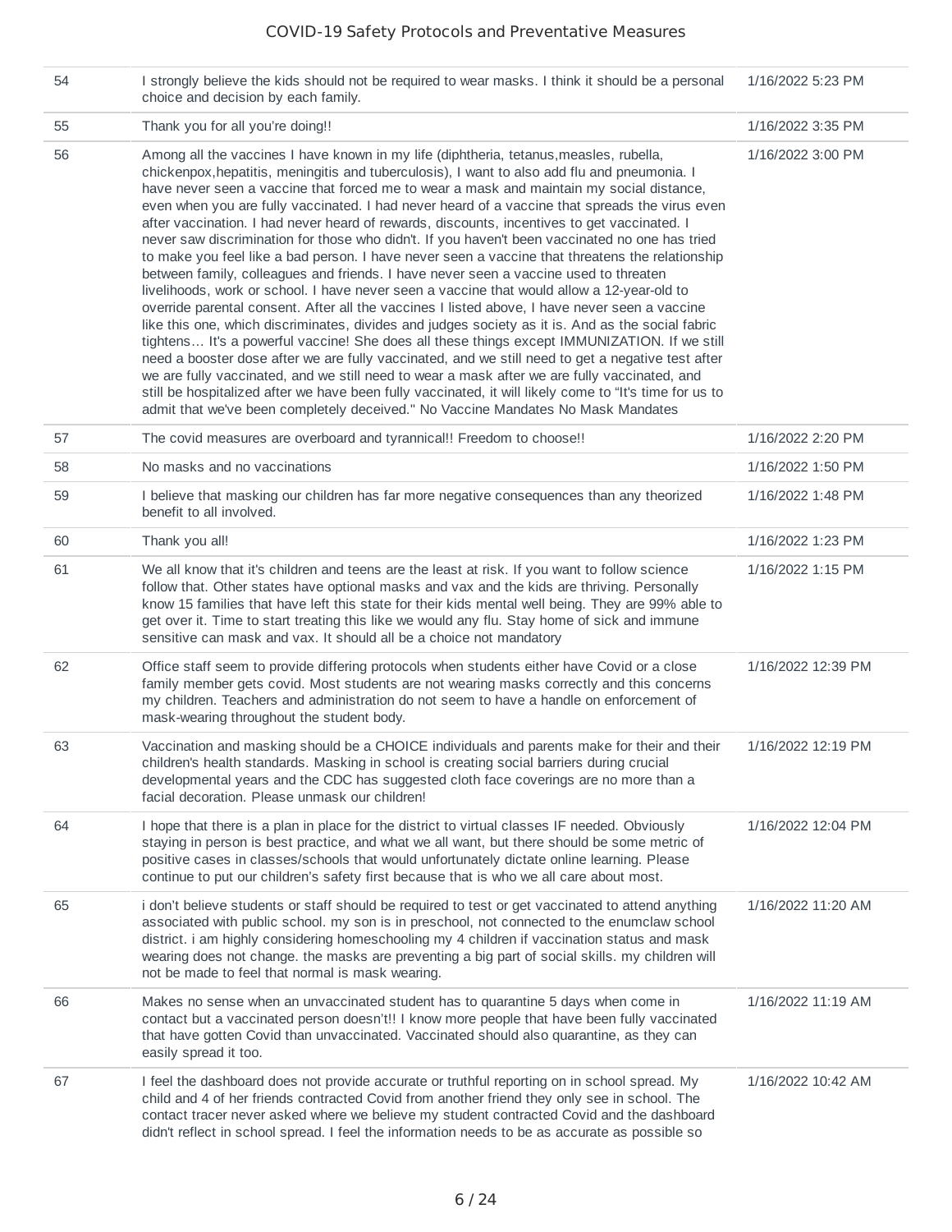| | | |
|---|---|---|
| 54 | I strongly believe the kids should not be required to wear masks. I think it should be a personal choice and decision by each family. | 1/16/2022 5:23 PM |
| 55 | Thank you for all you're doing!! | 1/16/2022 3:35 PM |
| 56 | Among all the vaccines I have known in my life (diphtheria, tetanus,measles, rubella, chickenpox,hepatitis, meningitis and tuberculosis), I want to also add flu and pneumonia. I have never seen a vaccine that forced me to wear a mask and maintain my social distance, even when you are fully vaccinated. I had never heard of a vaccine that spreads the virus even after vaccination. I had never heard of rewards, discounts, incentives to get vaccinated. I never saw discrimination for those who didn't. If you haven't been vaccinated no one has tried to make you feel like a bad person. I have never seen a vaccine that threatens the relationship between family, colleagues and friends. I have never seen a vaccine used to threaten livelihoods, work or school. I have never seen a vaccine that would allow a 12-year-old to override parental consent. After all the vaccines I listed above, I have never seen a vaccine like this one, which discriminates, divides and judges society as it is. And as the social fabric tightens… It's a powerful vaccine! She does all these things except IMMUNIZATION. If we still need a booster dose after we are fully vaccinated, and we still need to get a negative test after we are fully vaccinated, and we still need to wear a mask after we are fully vaccinated, and still be hospitalized after we have been fully vaccinated, it will likely come to "It's time for us to admit that we've been completely deceived." No Vaccine Mandates No Mask Mandates | 1/16/2022 3:00 PM |
| 57 | The covid measures are overboard and tyrannical!! Freedom to choose!! | 1/16/2022 2:20 PM |
| 58 | No masks and no vaccinations | 1/16/2022 1:50 PM |
| 59 | I believe that masking our children has far more negative consequences than any theorized benefit to all involved. | 1/16/2022 1:48 PM |
| 60 | Thank you all! | 1/16/2022 1:23 PM |
| 61 | We all know that it's children and teens are the least at risk. If you want to follow science follow that. Other states have optional masks and vax and the kids are thriving. Personally know 15 families that have left this state for their kids mental well being. They are 99% able to get over it. Time to start treating this like we would any flu. Stay home of sick and immune sensitive can mask and vax. It should all be a choice not mandatory | 1/16/2022 1:15 PM |
| 62 | Office staff seem to provide differing protocols when students either have Covid or a close family member gets covid. Most students are not wearing masks correctly and this concerns my children. Teachers and administration do not seem to have a handle on enforcement of mask-wearing throughout the student body. | 1/16/2022 12:39 PM |
| 63 | Vaccination and masking should be a CHOICE individuals and parents make for their and their children's health standards. Masking in school is creating social barriers during crucial developmental years and the CDC has suggested cloth face coverings are no more than a facial decoration. Please unmask our children! | 1/16/2022 12:19 PM |
| 64 | I hope that there is a plan in place for the district to virtual classes IF needed. Obviously staying in person is best practice, and what we all want, but there should be some metric of positive cases in classes/schools that would unfortunately dictate online learning. Please continue to put our children's safety first because that is who we all care about most. | 1/16/2022 12:04 PM |
| 65 | i don't believe students or staff should be required to test or get vaccinated to attend anything associated with public school. my son is in preschool, not connected to the enumclaw school district. i am highly considering homeschooling my 4 children if vaccination status and mask wearing does not change. the masks are preventing a big part of social skills. my children will not be made to feel that normal is mask wearing. | 1/16/2022 11:20 AM |
| 66 | Makes no sense when an unvaccinated student has to quarantine 5 days when come in contact but a vaccinated person doesn't!! I know more people that have been fully vaccinated that have gotten Covid than unvaccinated. Vaccinated should also quarantine, as they can easily spread it too. | 1/16/2022 11:19 AM |
| 67 | I feel the dashboard does not provide accurate or truthful reporting on in school spread. My child and 4 of her friends contracted Covid from another friend they only see in school. The contact tracer never asked where we believe my student contracted Covid and the dashboard didn't reflect in school spread. I feel the information needs to be as accurate as possible so | 1/16/2022 10:42 AM |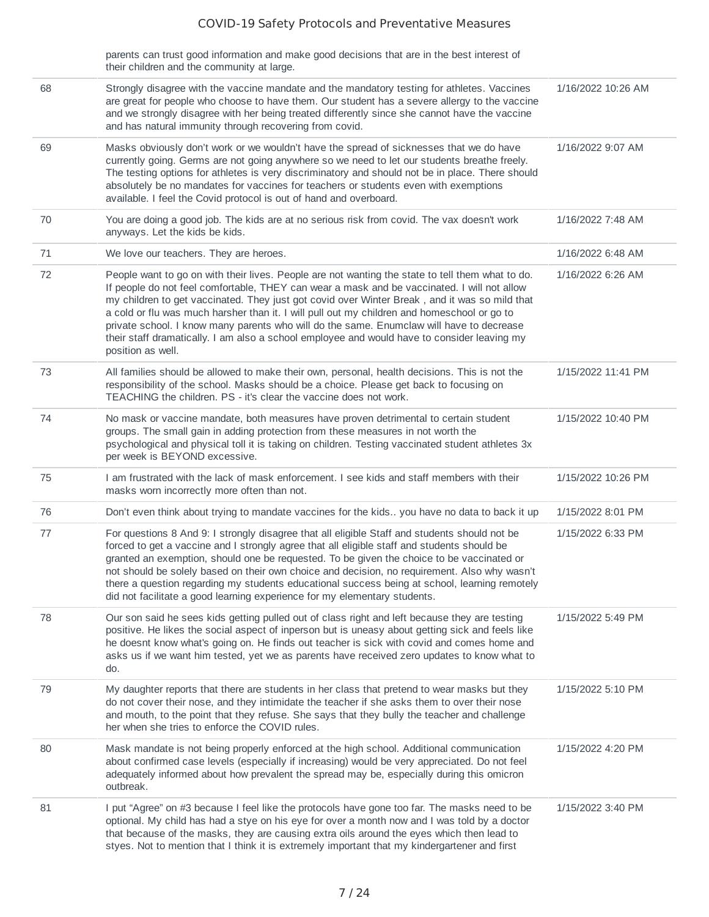| | | |
|---|---|---|
| | parents can trust good information and make good decisions that are in the best interest of their children and the community at large. | |
| 68 | Strongly disagree with the vaccine mandate and the mandatory testing for athletes. Vaccines are great for people who choose to have them. Our student has a severe allergy to the vaccine and we strongly disagree with her being treated differently since she cannot have the vaccine and has natural immunity through recovering from covid. | 1/16/2022 10:26 AM |
| 69 | Masks obviously don't work or we wouldn't have the spread of sicknesses that we do have currently going. Germs are not going anywhere so we need to let our students breathe freely. The testing options for athletes is very discriminatory and should not be in place. There should absolutely be no mandates for vaccines for teachers or students even with exemptions available. I feel the Covid protocol is out of hand and overboard. | 1/16/2022 9:07 AM |
| 70 | You are doing a good job. The kids are at no serious risk from covid. The vax doesn't work anyways. Let the kids be kids. | 1/16/2022 7:48 AM |
| 71 | We love our teachers. They are heroes. | 1/16/2022 6:48 AM |
| 72 | People want to go on with their lives. People are not wanting the state to tell them what to do. If people do not feel comfortable, THEY can wear a mask and be vaccinated. I will not allow my children to get vaccinated. They just got covid over Winter Break , and it was so mild that a cold or flu was much harsher than it. I will pull out my children and homeschool or go to private school. I know many parents who will do the same. Enumclaw will have to decrease their staff dramatically. I am also a school employee and would have to consider leaving my position as well. | 1/16/2022 6:26 AM |
| 73 | All families should be allowed to make their own, personal, health decisions. This is not the responsibility of the school. Masks should be a choice. Please get back to focusing on TEACHING the children. PS - it's clear the vaccine does not work. | 1/15/2022 11:41 PM |
| 74 | No mask or vaccine mandate, both measures have proven detrimental to certain student groups. The small gain in adding protection from these measures in not worth the psychological and physical toll it is taking on children. Testing vaccinated student athletes 3x per week is BEYOND excessive. | 1/15/2022 10:40 PM |
| 75 | I am frustrated with the lack of mask enforcement. I see kids and staff members with their masks worn incorrectly more often than not. | 1/15/2022 10:26 PM |
| 76 | Don't even think about trying to mandate vaccines for the kids.. you have no data to back it up | 1/15/2022 8:01 PM |
| 77 | For questions 8 And 9: I strongly disagree that all eligible Staff and students should not be forced to get a vaccine and I strongly agree that all eligible staff and students should be granted an exemption, should one be requested. To be given the choice to be vaccinated or not should be solely based on their own choice and decision, no requirement. Also why wasn't there a question regarding my students educational success being at school, learning remotely did not facilitate a good learning experience for my elementary students. | 1/15/2022 6:33 PM |
| 78 | Our son said he sees kids getting pulled out of class right and left because they are testing positive. He likes the social aspect of inperson but is uneasy about getting sick and feels like he doesnt know what's going on. He finds out teacher is sick with covid and comes home and asks us if we want him tested, yet we as parents have received zero updates to know what to do. | 1/15/2022 5:49 PM |
| 79 | My daughter reports that there are students in her class that pretend to wear masks but they do not cover their nose, and they intimidate the teacher if she asks them to over their nose and mouth, to the point that they refuse. She says that they bully the teacher and challenge her when she tries to enforce the COVID rules. | 1/15/2022 5:10 PM |
| 80 | Mask mandate is not being properly enforced at the high school. Additional communication about confirmed case levels (especially if increasing) would be very appreciated. Do not feel adequately informed about how prevalent the spread may be, especially during this omicron outbreak. | 1/15/2022 4:20 PM |
| 81 | I put "Agree" on #3 because I feel like the protocols have gone too far. The masks need to be optional. My child has had a stye on his eye for over a month now and I was told by a doctor that because of the masks, they are causing extra oils around the eyes which then lead to styes. Not to mention that I think it is extremely important that my kindergartener and first | 1/15/2022 3:40 PM |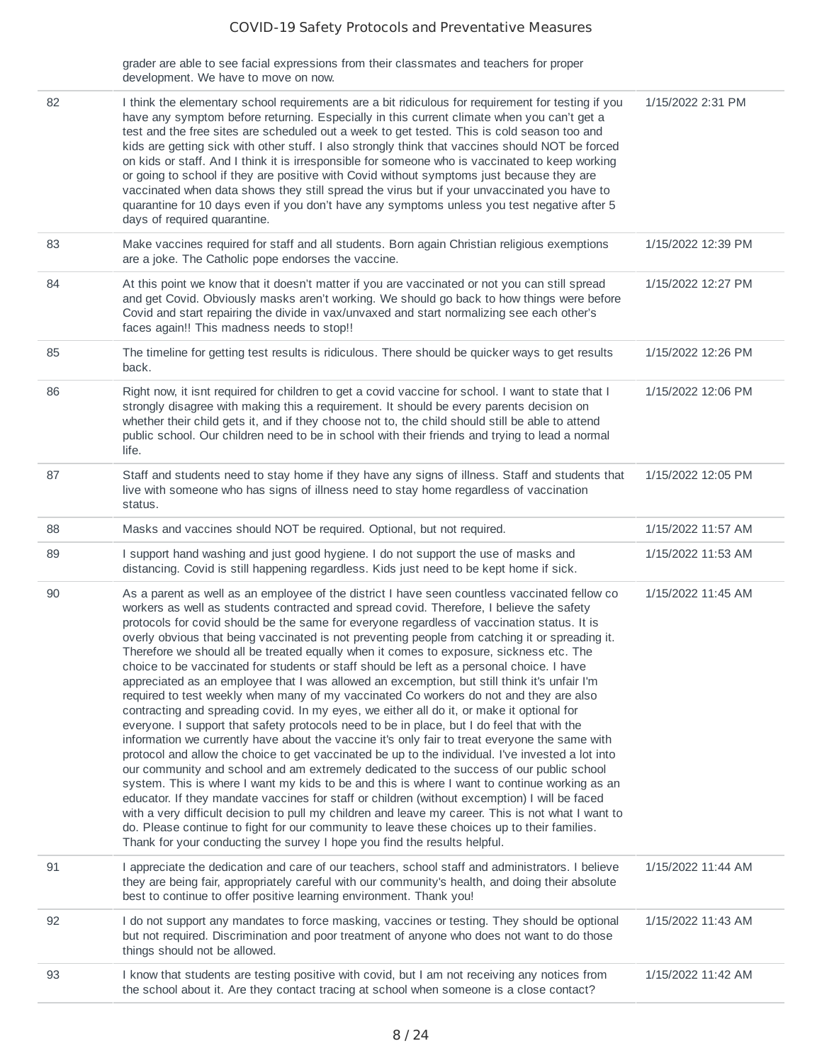| | grader are able to see facial expressions from their classmates and teachers for proper development. We have to move on now. | |
|---|---|---|
| 82 | I think the elementary school requirements are a bit ridiculous for requirement for testing if you have any symptom before returning. Especially in this current climate when you can't get a test and the free sites are scheduled out a week to get tested. This is cold season too and kids are getting sick with other stuff. I also strongly think that vaccines should NOT be forced on kids or staff. And I think it is irresponsible for someone who is vaccinated to keep working or going to school if they are positive with Covid without symptoms just because they are vaccinated when data shows they still spread the virus but if your unvaccinated you have to quarantine for 10 days even if you don't have any symptoms unless you test negative after 5 days of required quarantine. | 1/15/2022 2:31 PM |
| 83 | Make vaccines required for staff and all students. Born again Christian religious exemptions are a joke. The Catholic pope endorses the vaccine. | 1/15/2022 12:39 PM |
| 84 | At this point we know that it doesn't matter if you are vaccinated or not you can still spread and get Covid. Obviously masks aren't working. We should go back to how things were before Covid and start repairing the divide in vax/unvaxed and start normalizing see each other's faces again!! This madness needs to stop!! | 1/15/2022 12:27 PM |
| 85 | The timeline for getting test results is ridiculous. There should be quicker ways to get results back. | 1/15/2022 12:26 PM |
| 86 | Right now, it isnt required for children to get a covid vaccine for school. I want to state that I strongly disagree with making this a requirement. It should be every parents decision on whether their child gets it, and if they choose not to, the child should still be able to attend public school. Our children need to be in school with their friends and trying to lead a normal life. | 1/15/2022 12:06 PM |
| 87 | Staff and students need to stay home if they have any signs of illness. Staff and students that live with someone who has signs of illness need to stay home regardless of vaccination status. | 1/15/2022 12:05 PM |
| 88 | Masks and vaccines should NOT be required. Optional, but not required. | 1/15/2022 11:57 AM |
| 89 | I support hand washing and just good hygiene. I do not support the use of masks and distancing. Covid is still happening regardless. Kids just need to be kept home if sick. | 1/15/2022 11:53 AM |
| 90 | As a parent as well as an employee of the district I have seen countless vaccinated fellow co workers as well as students contracted and spread covid. Therefore, I believe the safety protocols for covid should be the same for everyone regardless of vaccination status. It is overly obvious that being vaccinated is not preventing people from catching it or spreading it. Therefore we should all be treated equally when it comes to exposure, sickness etc. The choice to be vaccinated for students or staff should be left as a personal choice. I have appreciated as an employee that I was allowed an excemption, but still think it's unfair I'm required to test weekly when many of my vaccinated Co workers do not and they are also contracting and spreading covid. In my eyes, we either all do it, or make it optional for everyone. I support that safety protocols need to be in place, but I do feel that with the information we currently have about the vaccine it's only fair to treat everyone the same with protocol and allow the choice to get vaccinated be up to the individual. I've invested a lot into our community and school and am extremely dedicated to the success of our public school system. This is where I want my kids to be and this is where I want to continue working as an educator. If they mandate vaccines for staff or children (without excemption) I will be faced with a very difficult decision to pull my children and leave my career. This is not what I want to do. Please continue to fight for our community to leave these choices up to their families. Thank for your conducting the survey I hope you find the results helpful. | 1/15/2022 11:45 AM |
| 91 | I appreciate the dedication and care of our teachers, school staff and administrators. I believe they are being fair, appropriately careful with our community's health, and doing their absolute best to continue to offer positive learning environment. Thank you! | 1/15/2022 11:44 AM |
| 92 | I do not support any mandates to force masking, vaccines or testing. They should be optional but not required. Discrimination and poor treatment of anyone who does not want to do those things should not be allowed. | 1/15/2022 11:43 AM |
| 93 | I know that students are testing positive with covid, but I am not receiving any notices from the school about it. Are they contact tracing at school when someone is a close contact? | 1/15/2022 11:42 AM |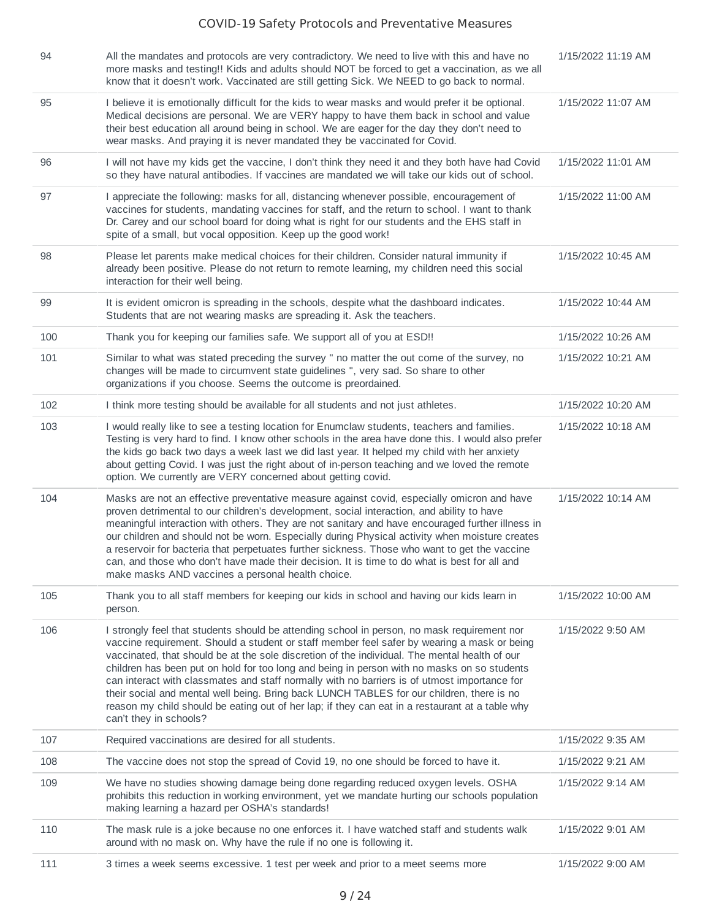| | | |
|---|---|---|
| 94 | All the mandates and protocols are very contradictory. We need to live with this and have no more masks and testing!! Kids and adults should NOT be forced to get a vaccination, as we all know that it doesn't work. Vaccinated are still getting Sick. We NEED to go back to normal. | 1/15/2022 11:19 AM |
| 95 | I believe it is emotionally difficult for the kids to wear masks and would prefer it be optional. Medical decisions are personal. We are VERY happy to have them back in school and value their best education all around being in school. We are eager for the day they don't need to wear masks. And praying it is never mandated they be vaccinated for Covid. | 1/15/2022 11:07 AM |
| 96 | I will not have my kids get the vaccine, I don't think they need it and they both have had Covid so they have natural antibodies. If vaccines are mandated we will take our kids out of school. | 1/15/2022 11:01 AM |
| 97 | I appreciate the following: masks for all, distancing whenever possible, encouragement of vaccines for students, mandating vaccines for staff, and the return to school. I want to thank Dr. Carey and our school board for doing what is right for our students and the EHS staff in spite of a small, but vocal opposition. Keep up the good work! | 1/15/2022 11:00 AM |
| 98 | Please let parents make medical choices for their children. Consider natural immunity if already been positive. Please do not return to remote learning, my children need this social interaction for their well being. | 1/15/2022 10:45 AM |
| 99 | It is evident omicron is spreading in the schools, despite what the dashboard indicates. Students that are not wearing masks are spreading it. Ask the teachers. | 1/15/2022 10:44 AM |
| 100 | Thank you for keeping our families safe. We support all of you at ESD!! | 1/15/2022 10:26 AM |
| 101 | Similar to what was stated preceding the survey " no matter the out come of the survey, no changes will be made to circumvent state guidelines ", very sad. So share to other organizations if you choose. Seems the outcome is preordained. | 1/15/2022 10:21 AM |
| 102 | I think more testing should be available for all students and not just athletes. | 1/15/2022 10:20 AM |
| 103 | I would really like to see a testing location for Enumclaw students, teachers and families. Testing is very hard to find. I know other schools in the area have done this. I would also prefer the kids go back two days a week last we did last year. It helped my child with her anxiety about getting Covid. I was just the right about of in-person teaching and we loved the remote option. We currently are VERY concerned about getting covid. | 1/15/2022 10:18 AM |
| 104 | Masks are not an effective preventative measure against covid, especially omicron and have proven detrimental to our children's development, social interaction, and ability to have meaningful interaction with others. They are not sanitary and have encouraged further illness in our children and should not be worn. Especially during Physical activity when moisture creates a reservoir for bacteria that perpetuates further sickness. Those who want to get the vaccine can, and those who don't have made their decision. It is time to do what is best for all and make masks AND vaccines a personal health choice. | 1/15/2022 10:14 AM |
| 105 | Thank you to all staff members for keeping our kids in school and having our kids learn in person. | 1/15/2022 10:00 AM |
| 106 | I strongly feel that students should be attending school in person, no mask requirement nor vaccine requirement. Should a student or staff member feel safer by wearing a mask or being vaccinated, that should be at the sole discretion of the individual. The mental health of our children has been put on hold for too long and being in person with no masks on so students can interact with classmates and staff normally with no barriers is of utmost importance for their social and mental well being. Bring back LUNCH TABLES for our children, there is no reason my child should be eating out of her lap; if they can eat in a restaurant at a table why can't they in schools? | 1/15/2022 9:50 AM |
| 107 | Required vaccinations are desired for all students. | 1/15/2022 9:35 AM |
| 108 | The vaccine does not stop the spread of Covid 19, no one should be forced to have it. | 1/15/2022 9:21 AM |
| 109 | We have no studies showing damage being done regarding reduced oxygen levels. OSHA prohibits this reduction in working environment, yet we mandate hurting our schools population making learning a hazard per OSHA's standards! | 1/15/2022 9:14 AM |
| 110 | The mask rule is a joke because no one enforces it. I have watched staff and students walk around with no mask on. Why have the rule if no one is following it. | 1/15/2022 9:01 AM |
| 111 | 3 times a week seems excessive. 1 test per week and prior to a meet seems more | 1/15/2022 9:00 AM |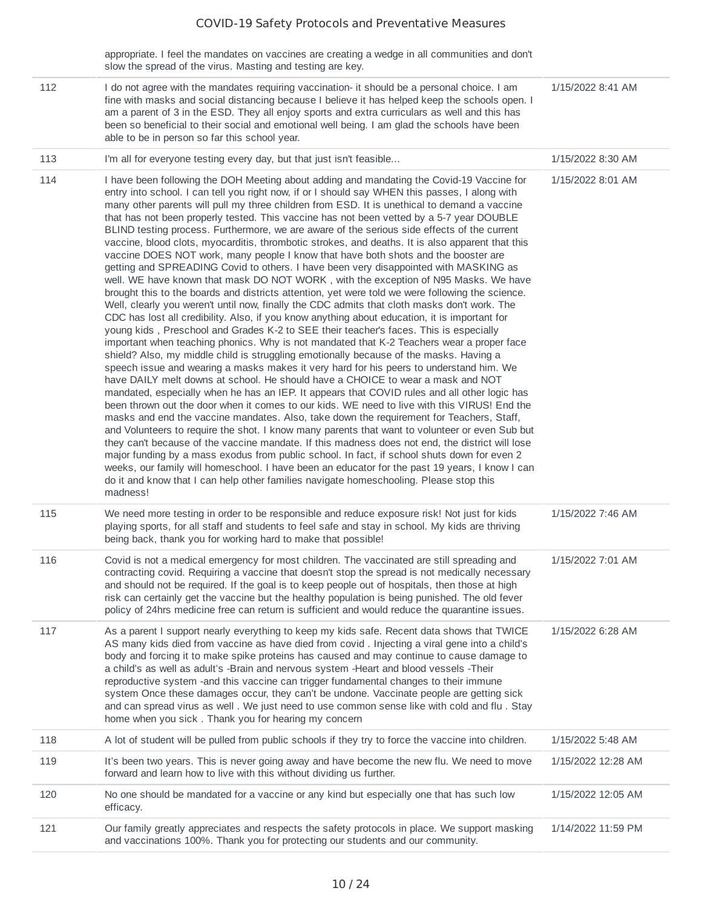| | | |
|---|---|---|
| | appropriate. I feel the mandates on vaccines are creating a wedge in all communities and don't slow the spread of the virus. Masting and testing are key. | |
| 112 | I do not agree with the mandates requiring vaccination- it should be a personal choice. I am fine with masks and social distancing because I believe it has helped keep the schools open. I am a parent of 3 in the ESD. They all enjoy sports and extra curriculars as well and this has been so beneficial to their social and emotional well being. I am glad the schools have been able to be in person so far this school year. | 1/15/2022 8:41 AM |
| 113 | I'm all for everyone testing every day, but that just isn't feasible... | 1/15/2022 8:30 AM |
| 114 | I have been following the DOH Meeting about adding and mandating the Covid-19 Vaccine for entry into school. I can tell you right now, if or I should say WHEN this passes, I along with many other parents will pull my three children from ESD. It is unethical to demand a vaccine that has not been properly tested. This vaccine has not been vetted by a 5-7 year DOUBLE BLIND testing process. Furthermore, we are aware of the serious side effects of the current vaccine, blood clots, myocarditis, thrombotic strokes, and deaths. It is also apparent that this vaccine DOES NOT work, many people I know that have both shots and the booster are getting and SPREADING Covid to others. I have been very disappointed with MASKING as well. WE have known that mask DO NOT WORK , with the exception of N95 Masks. We have brought this to the boards and districts attention, yet were told we were following the science. Well, clearly you weren't until now, finally the CDC admits that cloth masks don't work. The CDC has lost all credibility. Also, if you know anything about education, it is important for young kids , Preschool and Grades K-2 to SEE their teacher's faces. This is especially important when teaching phonics. Why is not mandated that K-2 Teachers wear a proper face shield? Also, my middle child is struggling emotionally because of the masks. Having a speech issue and wearing a masks makes it very hard for his peers to understand him. We have DAILY melt downs at school. He should have a CHOICE to wear a mask and NOT mandated, especially when he has an IEP. It appears that COVID rules and all other logic has been thrown out the door when it comes to our kids. WE need to live with this VIRUS! End the masks and end the vaccine mandates. Also, take down the requirement for Teachers, Staff, and Volunteers to require the shot. I know many parents that want to volunteer or even Sub but they can't because of the vaccine mandate. If this madness does not end, the district will lose major funding by a mass exodus from public school. In fact, if school shuts down for even 2 weeks, our family will homeschool. I have been an educator for the past 19 years, I know I can do it and know that I can help other families navigate homeschooling. Please stop this madness! | 1/15/2022 8:01 AM |
| 115 | We need more testing in order to be responsible and reduce exposure risk! Not just for kids playing sports, for all staff and students to feel safe and stay in school. My kids are thriving being back, thank you for working hard to make that possible! | 1/15/2022 7:46 AM |
| 116 | Covid is not a medical emergency for most children. The vaccinated are still spreading and contracting covid. Requiring a vaccine that doesn't stop the spread is not medically necessary and should not be required. If the goal is to keep people out of hospitals, then those at high risk can certainly get the vaccine but the healthy population is being punished. The old fever policy of 24hrs medicine free can return is sufficient and would reduce the quarantine issues. | 1/15/2022 7:01 AM |
| 117 | As a parent I support nearly everything to keep my kids safe. Recent data shows that TWICE AS many kids died from vaccine as have died from covid . Injecting a viral gene into a child's body and forcing it to make spike proteins has caused and may continue to cause damage to a child's as well as adult's -Brain and nervous system -Heart and blood vessels -Their reproductive system -and this vaccine can trigger fundamental changes to their immune system Once these damages occur, they can't be undone. Vaccinate people are getting sick and can spread virus as well . We just need to use common sense like with cold and flu . Stay home when you sick . Thank you for hearing my concern | 1/15/2022 6:28 AM |
| 118 | A lot of student will be pulled from public schools if they try to force the vaccine into children. | 1/15/2022 5:48 AM |
| 119 | It's been two years. This is never going away and have become the new flu. We need to move forward and learn how to live with this without dividing us further. | 1/15/2022 12:28 AM |
| 120 | No one should be mandated for a vaccine or any kind but especially one that has such low efficacy. | 1/15/2022 12:05 AM |
| 121 | Our family greatly appreciates and respects the safety protocols in place. We support masking and vaccinations 100%. Thank you for protecting our students and our community. | 1/14/2022 11:59 PM |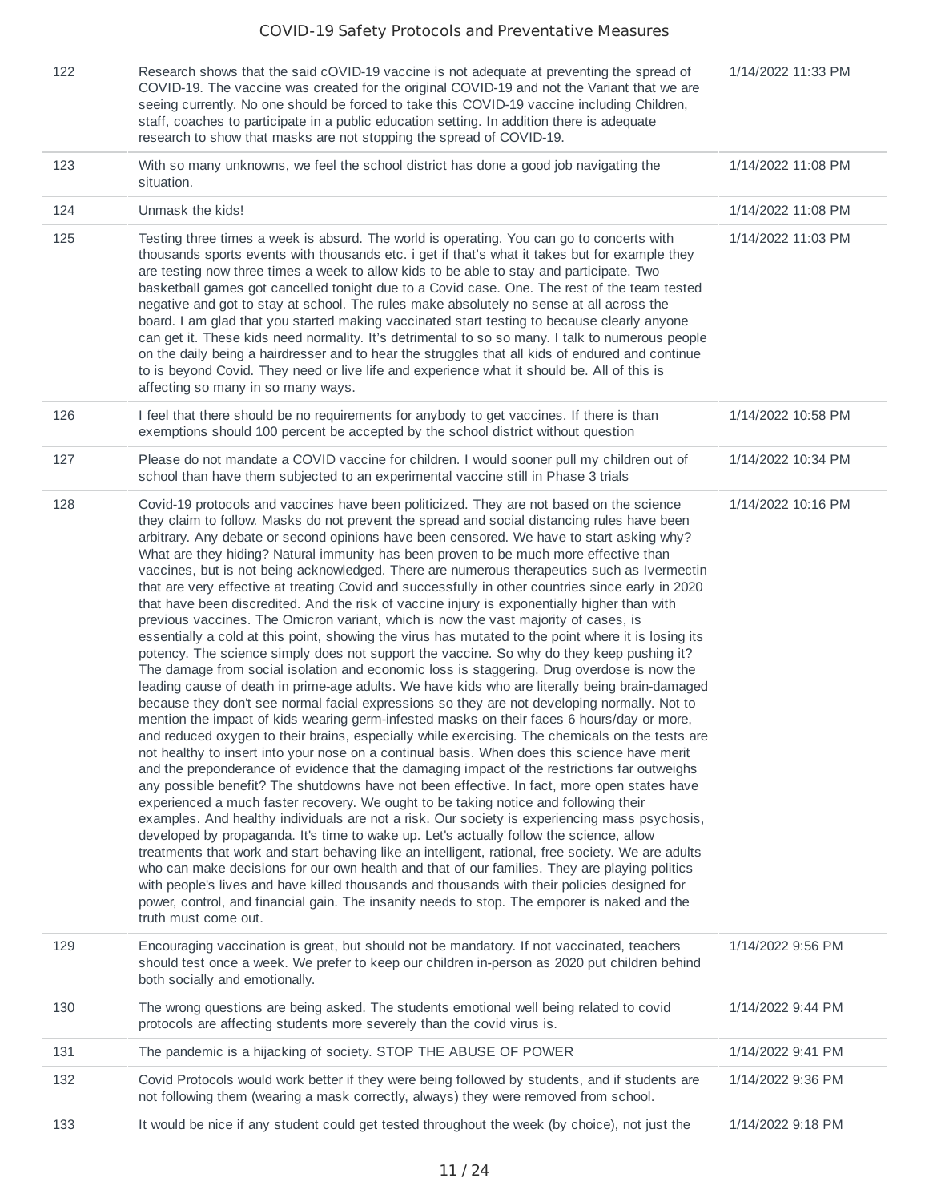| | | |
|---|---|---|
| 122 | Research shows that the said cOVID-19 vaccine is not adequate at preventing the spread of COVID-19. The vaccine was created for the original COVID-19 and not the Variant that we are seeing currently. No one should be forced to take this COVID-19 vaccine including Children, staff, coaches to participate in a public education setting. In addition there is adequate research to show that masks are not stopping the spread of COVID-19. | 1/14/2022 11:33 PM |
| 123 | With so many unknowns, we feel the school district has done a good job navigating the situation. | 1/14/2022 11:08 PM |
| 124 | Unmask the kids! | 1/14/2022 11:08 PM |
| 125 | Testing three times a week is absurd. The world is operating. You can go to concerts with thousands sports events with thousands etc. i get if that's what it takes but for example they are testing now three times a week to allow kids to be able to stay and participate. Two basketball games got cancelled tonight due to a Covid case. One. The rest of the team tested negative and got to stay at school. The rules make absolutely no sense at all across the board. I am glad that you started making vaccinated start testing to because clearly anyone can get it. These kids need normality. It's detrimental to so so many. I talk to numerous people on the daily being a hairdresser and to hear the struggles that all kids of endured and continue to is beyond Covid. They need or live life and experience what it should be. All of this is affecting so many in so many ways. | 1/14/2022 11:03 PM |
| 126 | I feel that there should be no requirements for anybody to get vaccines. If there is than exemptions should 100 percent be accepted by the school district without question | 1/14/2022 10:58 PM |
| 127 | Please do not mandate a COVID vaccine for children. I would sooner pull my children out of school than have them subjected to an experimental vaccine still in Phase 3 trials | 1/14/2022 10:34 PM |
| 128 | Covid-19 protocols and vaccines have been politicized. They are not based on the science they claim to follow. Masks do not prevent the spread and social distancing rules have been arbitrary. Any debate or second opinions have been censored. We have to start asking why? What are they hiding? Natural immunity has been proven to be much more effective than vaccines, but is not being acknowledged. There are numerous therapeutics such as Ivermectin that are very effective at treating Covid and successfully in other countries since early in 2020 that have been discredited. And the risk of vaccine injury is exponentially higher than with previous vaccines. The Omicron variant, which is now the vast majority of cases, is essentially a cold at this point, showing the virus has mutated to the point where it is losing its potency. The science simply does not support the vaccine. So why do they keep pushing it? The damage from social isolation and economic loss is staggering. Drug overdose is now the leading cause of death in prime-age adults. We have kids who are literally being brain-damaged because they don't see normal facial expressions so they are not developing normally. Not to mention the impact of kids wearing germ-infested masks on their faces 6 hours/day or more, and reduced oxygen to their brains, especially while exercising. The chemicals on the tests are not healthy to insert into your nose on a continual basis. When does this science have merit and the preponderance of evidence that the damaging impact of the restrictions far outweighs any possible benefit? The shutdowns have not been effective. In fact, more open states have experienced a much faster recovery. We ought to be taking notice and following their examples. And healthy individuals are not a risk. Our society is experiencing mass psychosis, developed by propaganda. It's time to wake up. Let's actually follow the science, allow treatments that work and start behaving like an intelligent, rational, free society. We are adults who can make decisions for our own health and that of our families. They are playing politics with people's lives and have killed thousands and thousands with their policies designed for power, control, and financial gain. The insanity needs to stop. The emporer is naked and the truth must come out. | 1/14/2022 10:16 PM |
| 129 | Encouraging vaccination is great, but should not be mandatory. If not vaccinated, teachers should test once a week. We prefer to keep our children in-person as 2020 put children behind both socially and emotionally. | 1/14/2022 9:56 PM |
| 130 | The wrong questions are being asked. The students emotional well being related to covid protocols are affecting students more severely than the covid virus is. | 1/14/2022 9:44 PM |
| 131 | The pandemic is a hijacking of society. STOP THE ABUSE OF POWER | 1/14/2022 9:41 PM |
| 132 | Covid Protocols would work better if they were being followed by students, and if students are not following them (wearing a mask correctly, always) they were removed from school. | 1/14/2022 9:36 PM |
| 133 | It would be nice if any student could get tested throughout the week (by choice), not just the | 1/14/2022 9:18 PM |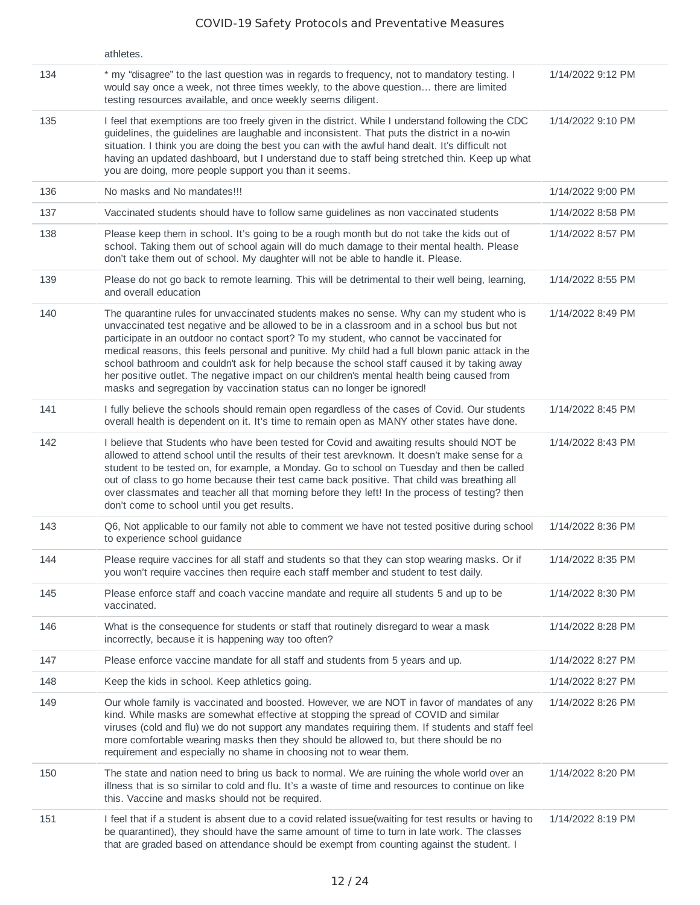| | athletes. | |
|---|---|---|
| 134 | * my "disagree" to the last question was in regards to frequency, not to mandatory testing. I would say once a week, not three times weekly, to the above question… there are limited testing resources available, and once weekly seems diligent. | 1/14/2022 9:12 PM |
| 135 | I feel that exemptions are too freely given in the district. While I understand following the CDC guidelines, the guidelines are laughable and inconsistent. That puts the district in a no-win situation. I think you are doing the best you can with the awful hand dealt. It's difficult not having an updated dashboard, but I understand due to staff being stretched thin. Keep up what you are doing, more people support you than it seems. | 1/14/2022 9:10 PM |
| 136 | No masks and No mandates!!! | 1/14/2022 9:00 PM |
| 137 | Vaccinated students should have to follow same guidelines as non vaccinated students | 1/14/2022 8:58 PM |
| 138 | Please keep them in school. It's going to be a rough month but do not take the kids out of school. Taking them out of school again will do much damage to their mental health. Please don't take them out of school. My daughter will not be able to handle it. Please. | 1/14/2022 8:57 PM |
| 139 | Please do not go back to remote learning. This will be detrimental to their well being, learning, and overall education | 1/14/2022 8:55 PM |
| 140 | The quarantine rules for unvaccinated students makes no sense. Why can my student who is unvaccinated test negative and be allowed to be in a classroom and in a school bus but not participate in an outdoor no contact sport? To my student, who cannot be vaccinated for medical reasons, this feels personal and punitive. My child had a full blown panic attack in the school bathroom and couldn't ask for help because the school staff caused it by taking away her positive outlet. The negative impact on our children's mental health being caused from masks and segregation by vaccination status can no longer be ignored! | 1/14/2022 8:49 PM |
| 141 | I fully believe the schools should remain open regardless of the cases of Covid. Our students overall health is dependent on it. It's time to remain open as MANY other states have done. | 1/14/2022 8:45 PM |
| 142 | I believe that Students who have been tested for Covid and awaiting results should NOT be allowed to attend school until the results of their test arevknown. It doesn't make sense for a student to be tested on, for example, a Monday. Go to school on Tuesday and then be called out of class to go home because their test came back positive. That child was breathing all over classmates and teacher all that morning before they left! In the process of testing? then don't come to school until you get results. | 1/14/2022 8:43 PM |
| 143 | Q6, Not applicable to our family not able to comment we have not tested positive during school to experience school guidance | 1/14/2022 8:36 PM |
| 144 | Please require vaccines for all staff and students so that they can stop wearing masks. Or if you won't require vaccines then require each staff member and student to test daily. | 1/14/2022 8:35 PM |
| 145 | Please enforce staff and coach vaccine mandate and require all students 5 and up to be vaccinated. | 1/14/2022 8:30 PM |
| 146 | What is the consequence for students or staff that routinely disregard to wear a mask incorrectly, because it is happening way too often? | 1/14/2022 8:28 PM |
| 147 | Please enforce vaccine mandate for all staff and students from 5 years and up. | 1/14/2022 8:27 PM |
| 148 | Keep the kids in school. Keep athletics going. | 1/14/2022 8:27 PM |
| 149 | Our whole family is vaccinated and boosted. However, we are NOT in favor of mandates of any kind. While masks are somewhat effective at stopping the spread of COVID and similar viruses (cold and flu) we do not support any mandates requiring them. If students and staff feel more comfortable wearing masks then they should be allowed to, but there should be no requirement and especially no shame in choosing not to wear them. | 1/14/2022 8:26 PM |
| 150 | The state and nation need to bring us back to normal. We are ruining the whole world over an illness that is so similar to cold and flu. It's a waste of time and resources to continue on like this. Vaccine and masks should not be required. | 1/14/2022 8:20 PM |
| 151 | I feel that if a student is absent due to a covid related issue(waiting for test results or having to be quarantined), they should have the same amount of time to turn in late work. The classes that are graded based on attendance should be exempt from counting against the student. I | 1/14/2022 8:19 PM |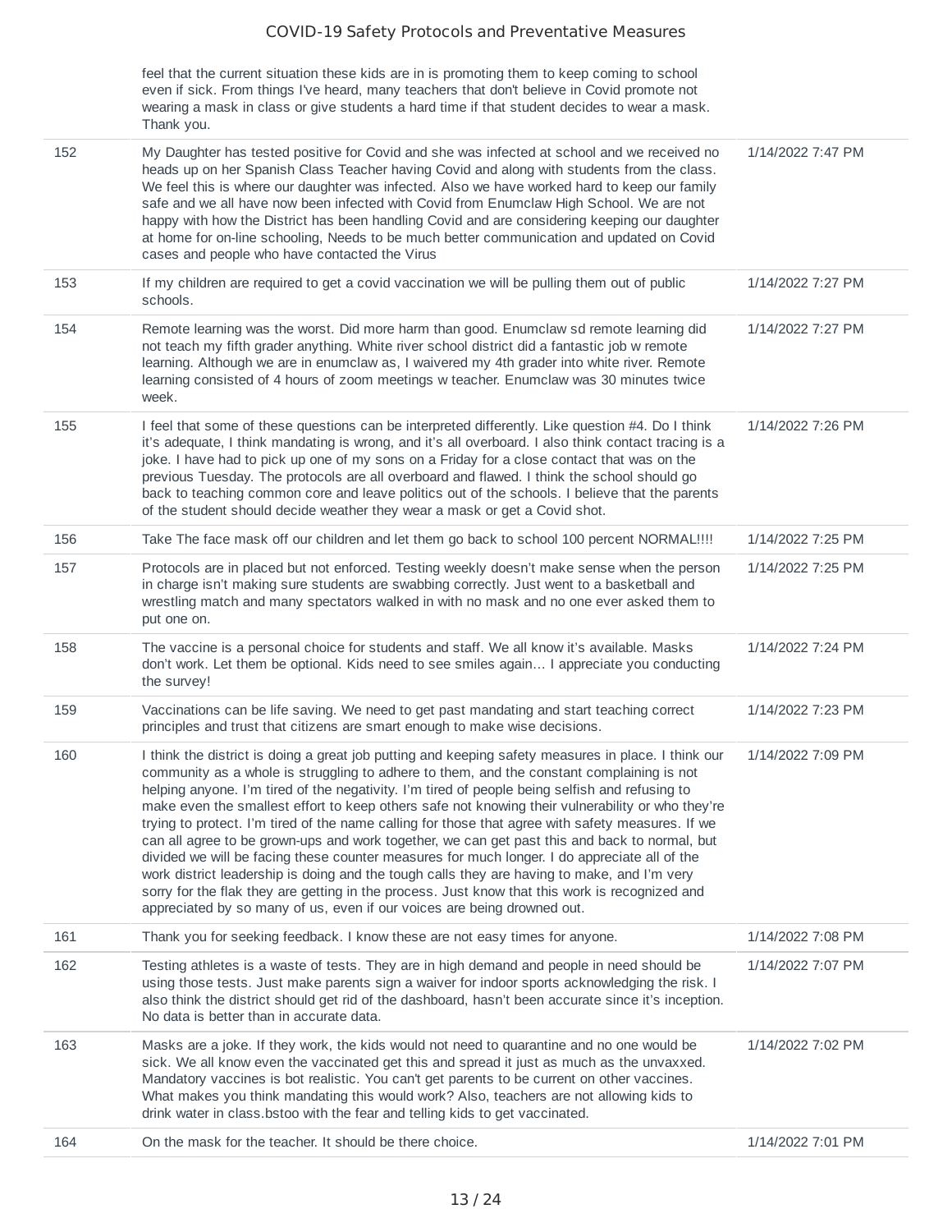| | | |
|---|---|---|
| | feel that the current situation these kids are in is promoting them to keep coming to school even if sick. From things I've heard, many teachers that don't believe in Covid promote not wearing a mask in class or give students a hard time if that student decides to wear a mask. Thank you. | |
| 152 | My Daughter has tested positive for Covid and she was infected at school and we received no heads up on her Spanish Class Teacher having Covid and along with students from the class. We feel this is where our daughter was infected. Also we have worked hard to keep our family safe and we all have now been infected with Covid from Enumclaw High School. We are not happy with how the District has been handling Covid and are considering keeping our daughter at home for on-line schooling, Needs to be much better communication and updated on Covid cases and people who have contacted the Virus | 1/14/2022 7:47 PM |
| 153 | If my children are required to get a covid vaccination we will be pulling them out of public schools. | 1/14/2022 7:27 PM |
| 154 | Remote learning was the worst. Did more harm than good. Enumclaw sd remote learning did not teach my fifth grader anything. White river school district did a fantastic job w remote learning. Although we are in enumclaw as, I waivered my 4th grader into white river. Remote learning consisted of 4 hours of zoom meetings w teacher. Enumclaw was 30 minutes twice week. | 1/14/2022 7:27 PM |
| 155 | I feel that some of these questions can be interpreted differently. Like question #4. Do I think it's adequate, I think mandating is wrong, and it's all overboard. I also think contact tracing is a joke. I have had to pick up one of my sons on a Friday for a close contact that was on the previous Tuesday. The protocols are all overboard and flawed. I think the school should go back to teaching common core and leave politics out of the schools. I believe that the parents of the student should decide weather they wear a mask or get a Covid shot. | 1/14/2022 7:26 PM |
| 156 | Take The face mask off our children and let them go back to school 100 percent NORMAL!!!! | 1/14/2022 7:25 PM |
| 157 | Protocols are in placed but not enforced. Testing weekly doesn't make sense when the person in charge isn't making sure students are swabbing correctly. Just went to a basketball and wrestling match and many spectators walked in with no mask and no one ever asked them to put one on. | 1/14/2022 7:25 PM |
| 158 | The vaccine is a personal choice for students and staff. We all know it's available. Masks don't work. Let them be optional. Kids need to see smiles again… I appreciate you conducting the survey! | 1/14/2022 7:24 PM |
| 159 | Vaccinations can be life saving. We need to get past mandating and start teaching correct principles and trust that citizens are smart enough to make wise decisions. | 1/14/2022 7:23 PM |
| 160 | I think the district is doing a great job putting and keeping safety measures in place. I think our community as a whole is struggling to adhere to them, and the constant complaining is not helping anyone. I'm tired of the negativity. I'm tired of people being selfish and refusing to make even the smallest effort to keep others safe not knowing their vulnerability or who they're trying to protect. I'm tired of the name calling for those that agree with safety measures. If we can all agree to be grown-ups and work together, we can get past this and back to normal, but divided we will be facing these counter measures for much longer. I do appreciate all of the work district leadership is doing and the tough calls they are having to make, and I'm very sorry for the flak they are getting in the process. Just know that this work is recognized and appreciated by so many of us, even if our voices are being drowned out. | 1/14/2022 7:09 PM |
| 161 | Thank you for seeking feedback. I know these are not easy times for anyone. | 1/14/2022 7:08 PM |
| 162 | Testing athletes is a waste of tests. They are in high demand and people in need should be using those tests. Just make parents sign a waiver for indoor sports acknowledging the risk. I also think the district should get rid of the dashboard, hasn't been accurate since it's inception. No data is better than in accurate data. | 1/14/2022 7:07 PM |
| 163 | Masks are a joke. If they work, the kids would not need to quarantine and no one would be sick. We all know even the vaccinated get this and spread it just as much as the unvaxxed. Mandatory vaccines is bot realistic. You can't get parents to be current on other vaccines. What makes you think mandating this would work? Also, teachers are not allowing kids to drink water in class.bstoo with the fear and telling kids to get vaccinated. | 1/14/2022 7:02 PM |
| 164 | On the mask for the teacher. It should be there choice. | 1/14/2022 7:01 PM |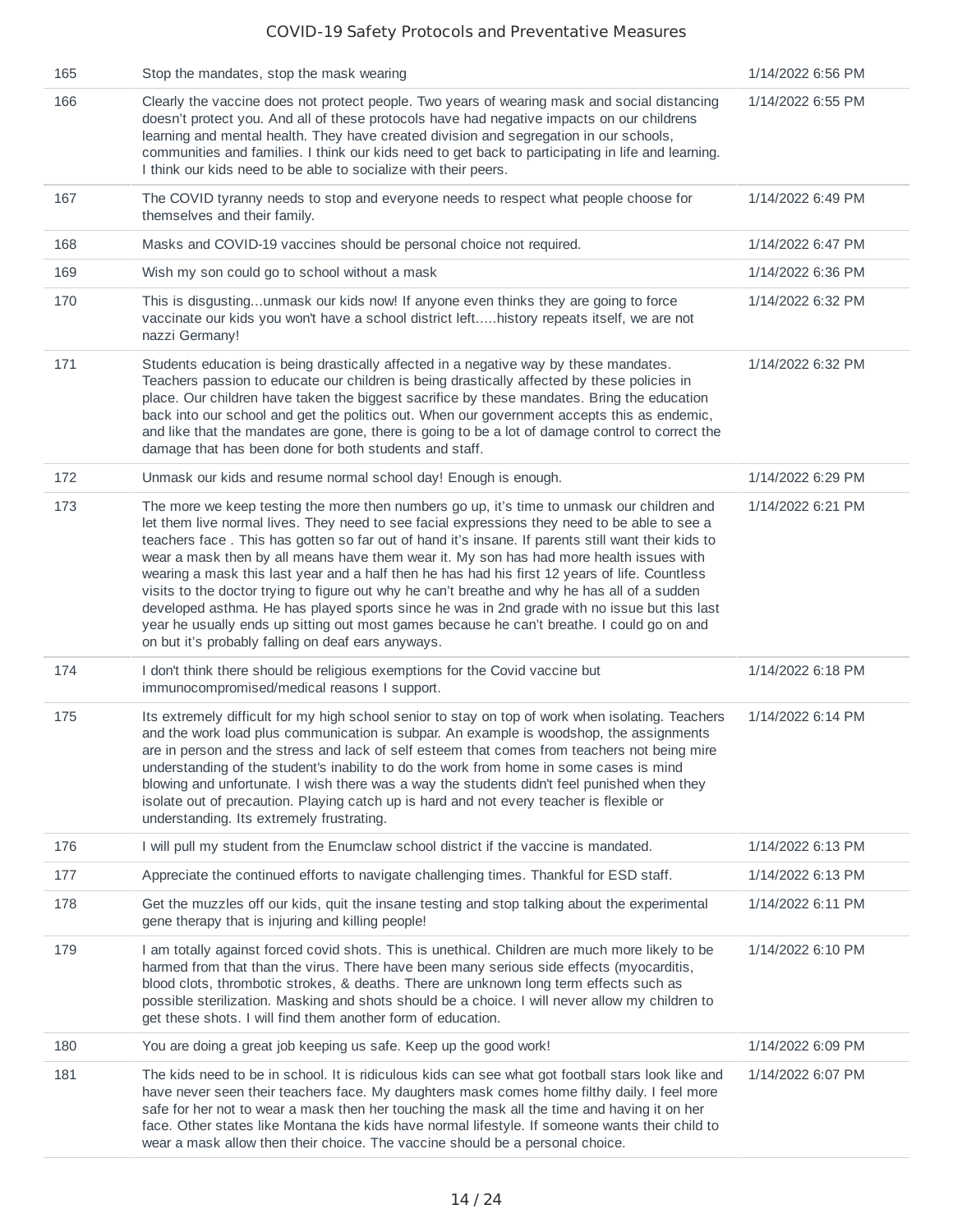| | | |
|---|---|---|
| 165 | Stop the mandates, stop the mask wearing | 1/14/2022 6:56 PM |
| 166 | Clearly the vaccine does not protect people. Two years of wearing mask and social distancing doesn't protect you. And all of these protocols have had negative impacts on our childrens learning and mental health. They have created division and segregation in our schools, communities and families. I think our kids need to get back to participating in life and learning. I think our kids need to be able to socialize with their peers. | 1/14/2022 6:55 PM |
| 167 | The COVID tyranny needs to stop and everyone needs to respect what people choose for themselves and their family. | 1/14/2022 6:49 PM |
| 168 | Masks and COVID-19 vaccines should be personal choice not required. | 1/14/2022 6:47 PM |
| 169 | Wish my son could go to school without a mask | 1/14/2022 6:36 PM |
| 170 | This is disgusting...unmask our kids now! If anyone even thinks they are going to force vaccinate our kids you won't have a school district left.....history repeats itself, we are not nazzi Germany! | 1/14/2022 6:32 PM |
| 171 | Students education is being drastically affected in a negative way by these mandates. Teachers passion to educate our children is being drastically affected by these policies in place. Our children have taken the biggest sacrifice by these mandates. Bring the education back into our school and get the politics out. When our government accepts this as endemic, and like that the mandates are gone, there is going to be a lot of damage control to correct the damage that has been done for both students and staff. | 1/14/2022 6:32 PM |
| 172 | Unmask our kids and resume normal school day! Enough is enough. | 1/14/2022 6:29 PM |
| 173 | The more we keep testing the more then numbers go up, it's time to unmask our children and let them live normal lives. They need to see facial expressions they need to be able to see a teachers face . This has gotten so far out of hand it's insane. If parents still want their kids to wear a mask then by all means have them wear it. My son has had more health issues with wearing a mask this last year and a half then he has had his first 12 years of life. Countless visits to the doctor trying to figure out why he can't breathe and why he has all of a sudden developed asthma. He has played sports since he was in 2nd grade with no issue but this last year he usually ends up sitting out most games because he can't breathe. I could go on and on but it's probably falling on deaf ears anyways. | 1/14/2022 6:21 PM |
| 174 | I don't think there should be religious exemptions for the Covid vaccine but immunocompromised/medical reasons I support. | 1/14/2022 6:18 PM |
| 175 | Its extremely difficult for my high school senior to stay on top of work when isolating. Teachers and the work load plus communication is subpar. An example is woodshop, the assignments are in person and the stress and lack of self esteem that comes from teachers not being mire understanding of the student's inability to do the work from home in some cases is mind blowing and unfortunate. I wish there was a way the students didn't feel punished when they isolate out of precaution. Playing catch up is hard and not every teacher is flexible or understanding. Its extremely frustrating. | 1/14/2022 6:14 PM |
| 176 | I will pull my student from the Enumclaw school district if the vaccine is mandated. | 1/14/2022 6:13 PM |
| 177 | Appreciate the continued efforts to navigate challenging times. Thankful for ESD staff. | 1/14/2022 6:13 PM |
| 178 | Get the muzzles off our kids, quit the insane testing and stop talking about the experimental gene therapy that is injuring and killing people! | 1/14/2022 6:11 PM |
| 179 | I am totally against forced covid shots. This is unethical. Children are much more likely to be harmed from that than the virus. There have been many serious side effects (myocarditis, blood clots, thrombotic strokes, & deaths. There are unknown long term effects such as possible sterilization. Masking and shots should be a choice. I will never allow my children to get these shots. I will find them another form of education. | 1/14/2022 6:10 PM |
| 180 | You are doing a great job keeping us safe. Keep up the good work! | 1/14/2022 6:09 PM |
| 181 | The kids need to be in school. It is ridiculous kids can see what got football stars look like and have never seen their teachers face. My daughters mask comes home filthy daily. I feel more safe for her not to wear a mask then her touching the mask all the time and having it on her face. Other states like Montana the kids have normal lifestyle. If someone wants their child to wear a mask allow then their choice. The vaccine should be a personal choice. | 1/14/2022 6:07 PM |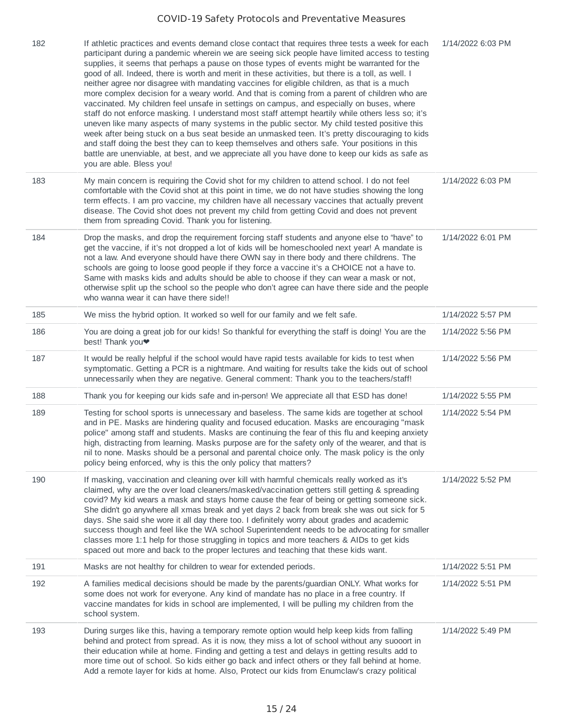| | | |
|---|---|---|
| 182 | If athletic practices and events demand close contact that requires three tests a week for each participant during a pandemic wherein we are seeing sick people have limited access to testing supplies, it seems that perhaps a pause on those types of events might be warranted for the good of all. Indeed, there is worth and merit in these activities, but there is a toll, as well. I neither agree nor disagree with mandating vaccines for eligible children, as that is a much more complex decision for a weary world. And that is coming from a parent of children who are vaccinated. My children feel unsafe in settings on campus, and especially on buses, where staff do not enforce masking. I understand most staff attempt heartily while others less so; it's uneven like many aspects of many systems in the public sector. My child tested positive this week after being stuck on a bus seat beside an unmasked teen. It's pretty discouraging to kids and staff doing the best they can to keep themselves and others safe. Your positions in this battle are unenviable, at best, and we appreciate all you have done to keep our kids as safe as you are able. Bless you! | 1/14/2022 6:03 PM |
| 183 | My main concern is requiring the Covid shot for my children to attend school. I do not feel comfortable with the Covid shot at this point in time, we do not have studies showing the long term effects. I am pro vaccine, my children have all necessary vaccines that actually prevent disease. The Covid shot does not prevent my child from getting Covid and does not prevent them from spreading Covid. Thank you for listening. | 1/14/2022 6:03 PM |
| 184 | Drop the masks, and drop the requirement forcing staff students and anyone else to "have" to get the vaccine, if it's not dropped a lot of kids will be homeschooled next year! A mandate is not a law. And everyone should have there OWN say in there body and there childrens. The schools are going to loose good people if they force a vaccine it's a CHOICE not a have to. Same with masks kids and adults should be able to choose if they can wear a mask or not, otherwise split up the school so the people who don't agree can have there side and the people who wanna wear it can have there side!! | 1/14/2022 6:01 PM |
| 185 | We miss the hybrid option. It worked so well for our family and we felt safe. | 1/14/2022 5:57 PM |
| 186 | You are doing a great job for our kids! So thankful for everything the staff is doing! You are the best! Thank you❤ | 1/14/2022 5:56 PM |
| 187 | It would be really helpful if the school would have rapid tests available for kids to test when symptomatic. Getting a PCR is a nightmare. And waiting for results take the kids out of school unnecessarily when they are negative. General comment: Thank you to the teachers/staff! | 1/14/2022 5:56 PM |
| 188 | Thank you for keeping our kids safe and in-person! We appreciate all that ESD has done! | 1/14/2022 5:55 PM |
| 189 | Testing for school sports is unnecessary and baseless. The same kids are together at school and in PE. Masks are hindering quality and focused education. Masks are encouraging "mask police" among staff and students. Masks are continuing the fear of this flu and keeping anxiety high, distracting from learning. Masks purpose are for the safety only of the wearer, and that is nil to none. Masks should be a personal and parental choice only. The mask policy is the only policy being enforced, why is this the only policy that matters? | 1/14/2022 5:54 PM |
| 190 | If masking, vaccination and cleaning over kill with harmful chemicals really worked as it's claimed, why are the over load cleaners/masked/vaccination getters still getting & spreading covid? My kid wears a mask and stays home cause the fear of being or getting someone sick. She didn't go anywhere all xmas break and yet days 2 back from break she was out sick for 5 days. She said she wore it all day there too. I definitely worry about grades and academic success though and feel like the WA school Superintendent needs to be advocating for smaller classes more 1:1 help for those struggling in topics and more teachers & AIDs to get kids spaced out more and back to the proper lectures and teaching that these kids want. | 1/14/2022 5:52 PM |
| 191 | Masks are not healthy for children to wear for extended periods. | 1/14/2022 5:51 PM |
| 192 | A families medical decisions should be made by the parents/guardian ONLY. What works for some does not work for everyone. Any kind of mandate has no place in a free country. If vaccine mandates for kids in school are implemented, I will be pulling my children from the school system. | 1/14/2022 5:51 PM |
| 193 | During surges like this, having a temporary remote option would help keep kids from falling behind and protect from spread. As it is now, they miss a lot of school without any suooort in their education while at home. Finding and getting a test and delays in getting results add to more time out of school. So kids either go back and infect others or they fall behind at home. Add a remote layer for kids at home. Also, Protect our kids from Enumclaw's crazy political | 1/14/2022 5:49 PM |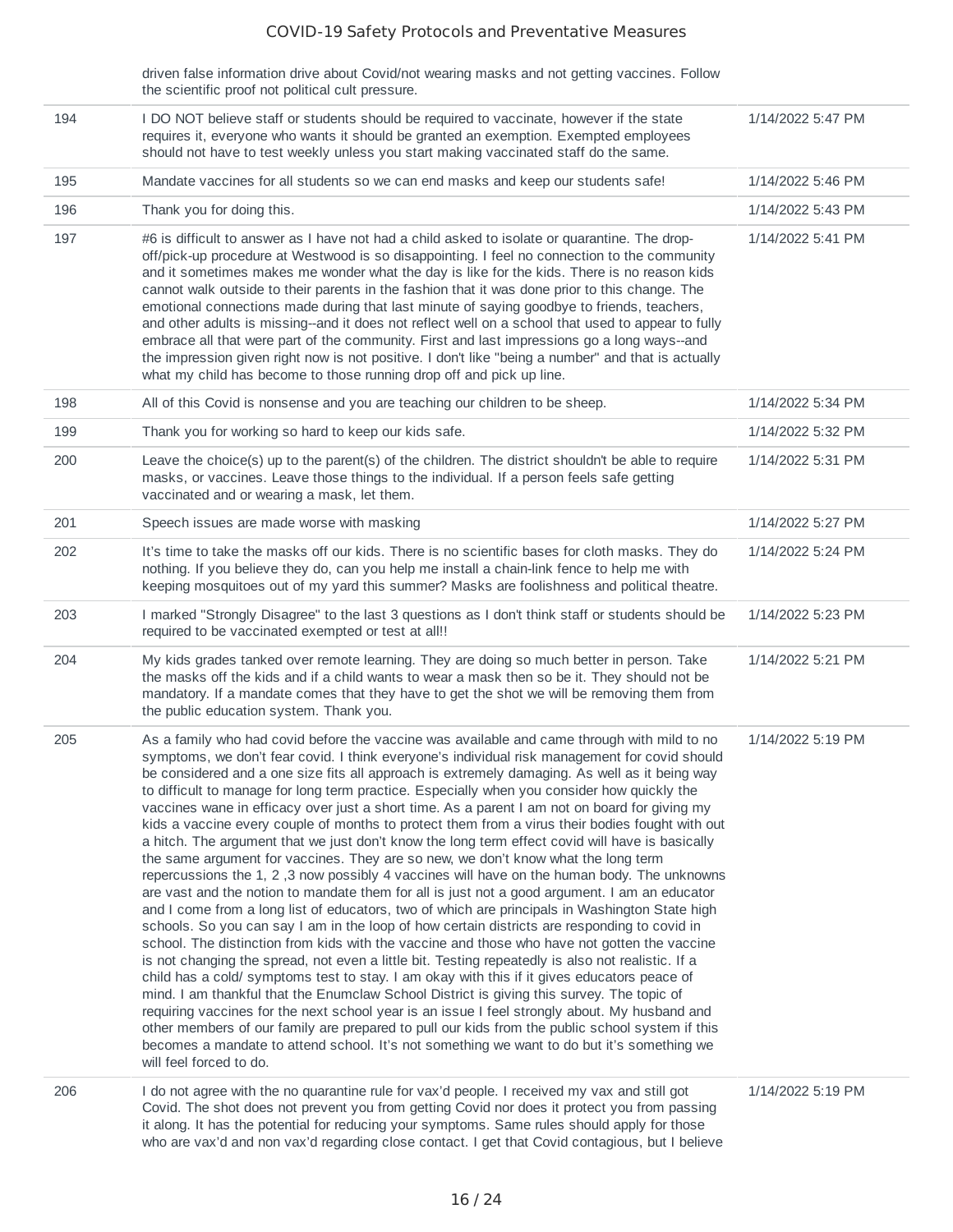| | driven false information drive about Covid/not wearing masks and not getting vaccines. Follow the scientific proof not political cult pressure. | |
|---|---|---|
| 194 | I DO NOT believe staff or students should be required to vaccinate, however if the state requires it, everyone who wants it should be granted an exemption. Exempted employees should not have to test weekly unless you start making vaccinated staff do the same. | 1/14/2022 5:47 PM |
| 195 | Mandate vaccines for all students so we can end masks and keep our students safe! | 1/14/2022 5:46 PM |
| 196 | Thank you for doing this. | 1/14/2022 5:43 PM |
| 197 | #6 is difficult to answer as I have not had a child asked to isolate or quarantine. The drop-off/pick-up procedure at Westwood is so disappointing. I feel no connection to the community and it sometimes makes me wonder what the day is like for the kids. There is no reason kids cannot walk outside to their parents in the fashion that it was done prior to this change. The emotional connections made during that last minute of saying goodbye to friends, teachers, and other adults is missing--and it does not reflect well on a school that used to appear to fully embrace all that were part of the community. First and last impressions go a long ways--and the impression given right now is not positive. I don't like "being a number" and that is actually what my child has become to those running drop off and pick up line. | 1/14/2022 5:41 PM |
| 198 | All of this Covid is nonsense and you are teaching our children to be sheep. | 1/14/2022 5:34 PM |
| 199 | Thank you for working so hard to keep our kids safe. | 1/14/2022 5:32 PM |
| 200 | Leave the choice(s) up to the parent(s) of the children. The district shouldn't be able to require masks, or vaccines. Leave those things to the individual. If a person feels safe getting vaccinated and or wearing a mask, let them. | 1/14/2022 5:31 PM |
| 201 | Speech issues are made worse with masking | 1/14/2022 5:27 PM |
| 202 | It's time to take the masks off our kids. There is no scientific bases for cloth masks. They do nothing. If you believe they do, can you help me install a chain-link fence to help me with keeping mosquitoes out of my yard this summer? Masks are foolishness and political theatre. | 1/14/2022 5:24 PM |
| 203 | I marked "Strongly Disagree" to the last 3 questions as I don't think staff or students should be required to be vaccinated exempted or test at all!! | 1/14/2022 5:23 PM |
| 204 | My kids grades tanked over remote learning. They are doing so much better in person. Take the masks off the kids and if a child wants to wear a mask then so be it. They should not be mandatory. If a mandate comes that they have to get the shot we will be removing them from the public education system. Thank you. | 1/14/2022 5:21 PM |
| 205 | As a family who had covid before the vaccine was available and came through with mild to no symptoms, we don't fear covid. I think everyone's individual risk management for covid should be considered and a one size fits all approach is extremely damaging. As well as it being way to difficult to manage for long term practice. Especially when you consider how quickly the vaccines wane in efficacy over just a short time. As a parent I am not on board for giving my kids a vaccine every couple of months to protect them from a virus their bodies fought with out a hitch. The argument that we just don't know the long term effect covid will have is basically the same argument for vaccines. They are so new, we don't know what the long term repercussions the 1, 2 ,3 now possibly 4 vaccines will have on the human body. The unknowns are vast and the notion to mandate them for all is just not a good argument. I am an educator and I come from a long list of educators, two of which are principals in Washington State high schools. So you can say I am in the loop of how certain districts are responding to covid in school. The distinction from kids with the vaccine and those who have not gotten the vaccine is not changing the spread, not even a little bit. Testing repeatedly is also not realistic. If a child has a cold/ symptoms test to stay. I am okay with this if it gives educators peace of mind. I am thankful that the Enumclaw School District is giving this survey. The topic of requiring vaccines for the next school year is an issue I feel strongly about. My husband and other members of our family are prepared to pull our kids from the public school system if this becomes a mandate to attend school. It's not something we want to do but it's something we will feel forced to do. | 1/14/2022 5:19 PM |
| 206 | I do not agree with the no quarantine rule for vax'd people. I received my vax and still got Covid. The shot does not prevent you from getting Covid nor does it protect you from passing it along. It has the potential for reducing your symptoms. Same rules should apply for those who are vax'd and non vax'd regarding close contact. I get that Covid contagious, but I believe | 1/14/2022 5:19 PM |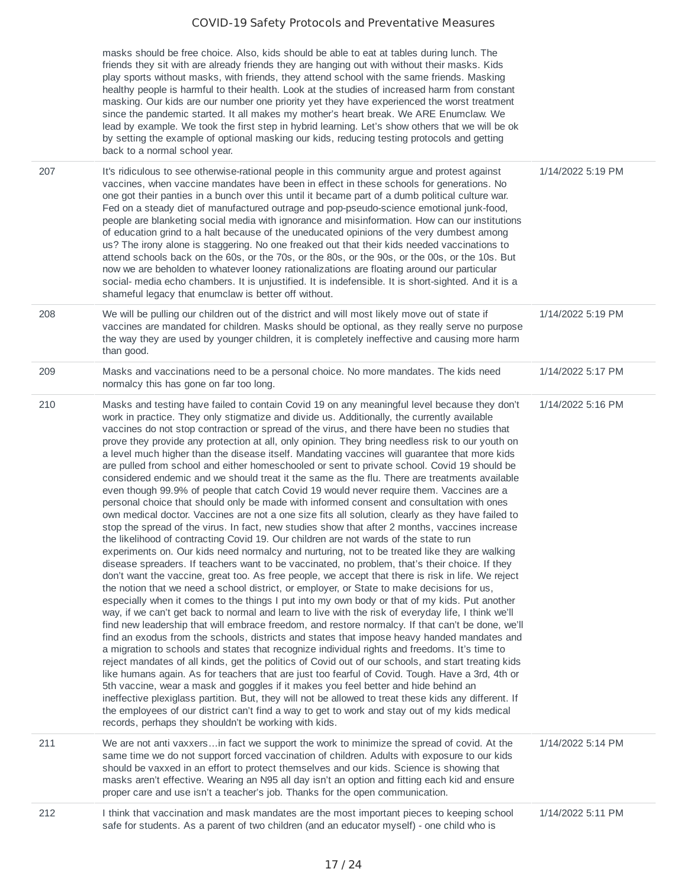| | | |
|---|---|---|
| | masks should be free choice. Also, kids should be able to eat at tables during lunch. The friends they sit with are already friends they are hanging out with without their masks. Kids play sports without masks, with friends, they attend school with the same friends. Masking healthy people is harmful to their health. Look at the studies of increased harm from constant masking. Our kids are our number one priority yet they have experienced the worst treatment since the pandemic started. It all makes my mother's heart break. We ARE Enumclaw. We lead by example. We took the first step in hybrid learning. Let's show others that we will be ok by setting the example of optional masking our kids, reducing testing protocols and getting back to a normal school year. | |
| 207 | It's ridiculous to see otherwise-rational people in this community argue and protest against vaccines, when vaccine mandates have been in effect in these schools for generations. No one got their panties in a bunch over this until it became part of a dumb political culture war. Fed on a steady diet of manufactured outrage and pop-pseudo-science emotional junk-food, people are blanketing social media with ignorance and misinformation. How can our institutions of education grind to a halt because of the uneducated opinions of the very dumbest among us? The irony alone is staggering. No one freaked out that their kids needed vaccinations to attend schools back on the 60s, or the 70s, or the 80s, or the 90s, or the 00s, or the 10s. But now we are beholden to whatever looney rationalizations are floating around our particular social- media echo chambers. It is unjustified. It is indefensible. It is short-sighted. And it is a shameful legacy that enumclaw is better off without. | 1/14/2022 5:19 PM |
| 208 | We will be pulling our children out of the district and will most likely move out of state if vaccines are mandated for children. Masks should be optional, as they really serve no purpose the way they are used by younger children, it is completely ineffective and causing more harm than good. | 1/14/2022 5:19 PM |
| 209 | Masks and vaccinations need to be a personal choice. No more mandates. The kids need normalcy this has gone on far too long. | 1/14/2022 5:17 PM |
| 210 | Masks and testing have failed to contain Covid 19 on any meaningful level because they don't work in practice. They only stigmatize and divide us. Additionally, the currently available vaccines do not stop contraction or spread of the virus, and there have been no studies that prove they provide any protection at all, only opinion. They bring needless risk to our youth on a level much higher than the disease itself. Mandating vaccines will guarantee that more kids are pulled from school and either homeschooled or sent to private school. Covid 19 should be considered endemic and we should treat it the same as the flu. There are treatments available even though 99.9% of people that catch Covid 19 would never require them. Vaccines are a personal choice that should only be made with informed consent and consultation with ones own medical doctor. Vaccines are not a one size fits all solution, clearly as they have failed to stop the spread of the virus. In fact, new studies show that after 2 months, vaccines increase the likelihood of contracting Covid 19. Our children are not wards of the state to run experiments on. Our kids need normalcy and nurturing, not to be treated like they are walking disease spreaders. If teachers want to be vaccinated, no problem, that's their choice. If they don't want the vaccine, great too. As free people, we accept that there is risk in life. We reject the notion that we need a school district, or employer, or State to make decisions for us, especially when it comes to the things I put into my own body or that of my kids. Put another way, if we can't get back to normal and learn to live with the risk of everyday life, I think we'll find new leadership that will embrace freedom, and restore normalcy. If that can't be done, we'll find an exodus from the schools, districts and states that impose heavy handed mandates and a migration to schools and states that recognize individual rights and freedoms. It's time to reject mandates of all kinds, get the politics of Covid out of our schools, and start treating kids like humans again. As for teachers that are just too fearful of Covid. Tough. Have a 3rd, 4th or 5th vaccine, wear a mask and goggles if it makes you feel better and hide behind an ineffective plexiglass partition. But, they will not be allowed to treat these kids any different. If the employees of our district can't find a way to get to work and stay out of my kids medical records, perhaps they shouldn't be working with kids. | 1/14/2022 5:16 PM |
| 211 | We are not anti vaxxers…in fact we support the work to minimize the spread of covid. At the same time we do not support forced vaccination of children. Adults with exposure to our kids should be vaxxed in an effort to protect themselves and our kids. Science is showing that masks aren't effective. Wearing an N95 all day isn't an option and fitting each kid and ensure proper care and use isn't a teacher's job. Thanks for the open communication. | 1/14/2022 5:14 PM |
| 212 | I think that vaccination and mask mandates are the most important pieces to keeping school safe for students. As a parent of two children (and an educator myself) - one child who is | 1/14/2022 5:11 PM |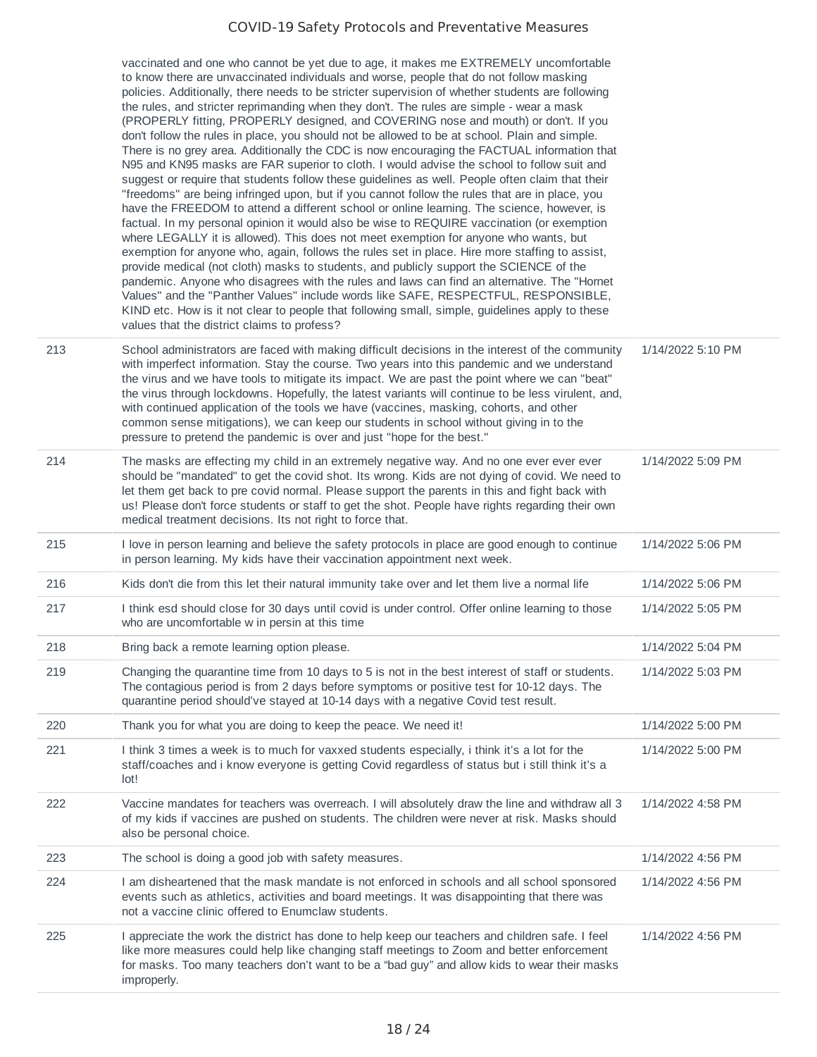| | | |
|---|---|---|
| | vaccinated and one who cannot be yet due to age, it makes me EXTREMELY uncomfortable to know there are unvaccinated individuals and worse, people that do not follow masking policies. Additionally, there needs to be stricter supervision of whether students are following the rules, and stricter reprimanding when they don't. The rules are simple - wear a mask (PROPERLY fitting, PROPERLY designed, and COVERING nose and mouth) or don't. If you don't follow the rules in place, you should not be allowed to be at school. Plain and simple. There is no grey area. Additionally the CDC is now encouraging the FACTUAL information that N95 and KN95 masks are FAR superior to cloth. I would advise the school to follow suit and suggest or require that students follow these guidelines as well. People often claim that their "freedoms" are being infringed upon, but if you cannot follow the rules that are in place, you have the FREEDOM to attend a different school or online learning. The science, however, is factual. In my personal opinion it would also be wise to REQUIRE vaccination (or exemption where LEGALLY it is allowed). This does not meet exemption for anyone who wants, but exemption for anyone who, again, follows the rules set in place. Hire more staffing to assist, provide medical (not cloth) masks to students, and publicly support the SCIENCE of the pandemic. Anyone who disagrees with the rules and laws can find an alternative. The "Hornet Values" and the "Panther Values" include words like SAFE, RESPECTFUL, RESPONSIBLE, KIND etc. How is it not clear to people that following small, simple, guidelines apply to these values that the district claims to profess? | |
| 213 | School administrators are faced with making difficult decisions in the interest of the community with imperfect information. Stay the course. Two years into this pandemic and we understand the virus and we have tools to mitigate its impact. We are past the point where we can "beat" the virus through lockdowns. Hopefully, the latest variants will continue to be less virulent, and, with continued application of the tools we have (vaccines, masking, cohorts, and other common sense mitigations), we can keep our students in school without giving in to the pressure to pretend the pandemic is over and just "hope for the best." | 1/14/2022 5:10 PM |
| 214 | The masks are effecting my child in an extremely negative way. And no one ever ever ever should be "mandated" to get the covid shot. Its wrong. Kids are not dying of covid. We need to let them get back to pre covid normal. Please support the parents in this and fight back with us! Please don't force students or staff to get the shot. People have rights regarding their own medical treatment decisions. Its not right to force that. | 1/14/2022 5:09 PM |
| 215 | I love in person learning and believe the safety protocols in place are good enough to continue in person learning. My kids have their vaccination appointment next week. | 1/14/2022 5:06 PM |
| 216 | Kids don't die from this let their natural immunity take over and let them live a normal life | 1/14/2022 5:06 PM |
| 217 | I think esd should close for 30 days until covid is under control. Offer online learning to those who are uncomfortable w in persin at this time | 1/14/2022 5:05 PM |
| 218 | Bring back a remote learning option please. | 1/14/2022 5:04 PM |
| 219 | Changing the quarantine time from 10 days to 5 is not in the best interest of staff or students. The contagious period is from 2 days before symptoms or positive test for 10-12 days. The quarantine period should've stayed at 10-14 days with a negative Covid test result. | 1/14/2022 5:03 PM |
| 220 | Thank you for what you are doing to keep the peace. We need it! | 1/14/2022 5:00 PM |
| 221 | I think 3 times a week is to much for vaxxed students especially, i think it's a lot for the staff/coaches and i know everyone is getting Covid regardless of status but i still think it's a lot! | 1/14/2022 5:00 PM |
| 222 | Vaccine mandates for teachers was overreach. I will absolutely draw the line and withdraw all 3 of my kids if vaccines are pushed on students. The children were never at risk. Masks should also be personal choice. | 1/14/2022 4:58 PM |
| 223 | The school is doing a good job with safety measures. | 1/14/2022 4:56 PM |
| 224 | I am disheartened that the mask mandate is not enforced in schools and all school sponsored events such as athletics, activities and board meetings. It was disappointing that there was not a vaccine clinic offered to Enumclaw students. | 1/14/2022 4:56 PM |
| 225 | I appreciate the work the district has done to help keep our teachers and children safe. I feel like more measures could help like changing staff meetings to Zoom and better enforcement for masks. Too many teachers don't want to be a "bad guy" and allow kids to wear their masks improperly. | 1/14/2022 4:56 PM |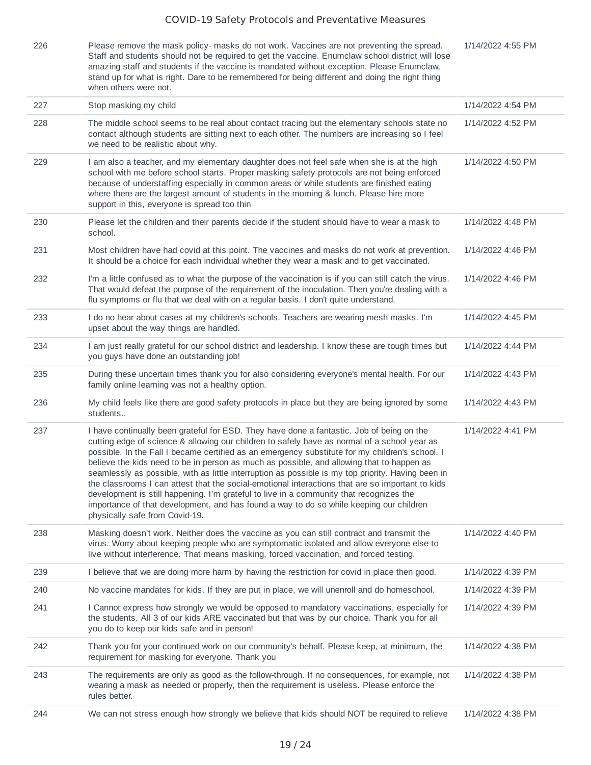| | | |
|---|---|---|
| 226 | Please remove the mask policy- masks do not work. Vaccines are not preventing the spread. Staff and students should not be required to get the vaccine. Enumclaw school district will lose amazing staff and students if the vaccine is mandated without exception. Please Enumclaw, stand up for what is right. Dare to be remembered for being different and doing the right thing when others were not. | 1/14/2022 4:55 PM |
| 227 | Stop masking my child | 1/14/2022 4:54 PM |
| 228 | The middle school seems to be real about contact tracing but the elementary schools state no contact although students are sitting next to each other. The numbers are increasing so I feel we need to be realistic about why. | 1/14/2022 4:52 PM |
| 229 | I am also a teacher, and my elementary daughter does not feel safe when she is at the high school with me before school starts. Proper masking safety protocols are not being enforced because of understaffing especially in common areas or while students are finished eating where there are the largest amount of students in the morning & lunch. Please hire more support in this, everyone is spread too thin | 1/14/2022 4:50 PM |
| 230 | Please let the children and their parents decide if the student should have to wear a mask to school. | 1/14/2022 4:48 PM |
| 231 | Most children have had covid at this point. The vaccines and masks do not work at prevention. It should be a choice for each individual whether they wear a mask and to get vaccinated. | 1/14/2022 4:46 PM |
| 232 | I'm a little confused as to what the purpose of the vaccination is if you can still catch the virus. That would defeat the purpose of the requirement of the inoculation. Then you're dealing with a flu symptoms or flu that we deal with on a regular basis. I don't quite understand. | 1/14/2022 4:46 PM |
| 233 | I do no hear about cases at my children's schools. Teachers are wearing mesh masks. I'm upset about the way things are handled. | 1/14/2022 4:45 PM |
| 234 | I am just really grateful for our school district and leadership. I know these are tough times but you guys have done an outstanding job! | 1/14/2022 4:44 PM |
| 235 | During these uncertain times thank you for also considering everyone's mental health. For our family online learning was not a healthy option. | 1/14/2022 4:43 PM |
| 236 | My child feels like there are good safety protocols in place but they are being ignored by some students.. | 1/14/2022 4:43 PM |
| 237 | I have continually been grateful for ESD. They have done a fantastic. Job of being on the cutting edge of science & allowing our children to safely have as normal of a school year as possible. In the Fall I became certified as an emergency substitute for my children's school. I believe the kids need to be in person as much as possible, and allowing that to happen as seamlessly as possible, with as little interruption as possible is my top priority. Having been in the classrooms I can attest that the social-emotional interactions that are so important to kids development is still happening. I'm grateful to live in a community that recognizes the importance of that development, and has found a way to do so while keeping our children physically safe from Covid-19. | 1/14/2022 4:41 PM |
| 238 | Masking doesn't work. Neither does the vaccine as you can still contract and transmit the virus. Worry about keeping people who are symptomatic isolated and allow everyone else to live without interference. That means masking, forced vaccination, and forced testing. | 1/14/2022 4:40 PM |
| 239 | I believe that we are doing more harm by having the restriction for covid in place then good. | 1/14/2022 4:39 PM |
| 240 | No vaccine mandates for kids. If they are put in place, we will unenroll and do homeschool. | 1/14/2022 4:39 PM |
| 241 | I Cannot express how strongly we would be opposed to mandatory vaccinations, especially for the students. All 3 of our kids ARE vaccinated but that was by our choice. Thank you for all you do to keep our kids safe and in person! | 1/14/2022 4:39 PM |
| 242 | Thank you for your continued work on our community's behalf. Please keep, at minimum, the requirement for masking for everyone. Thank you | 1/14/2022 4:38 PM |
| 243 | The requirements are only as good as the follow-through. If no consequences, for example, not wearing a mask as needed or properly, then the requirement is useless. Please enforce the rules better. | 1/14/2022 4:38 PM |
| 244 | We can not stress enough how strongly we believe that kids should NOT be required to relieve | 1/14/2022 4:38 PM |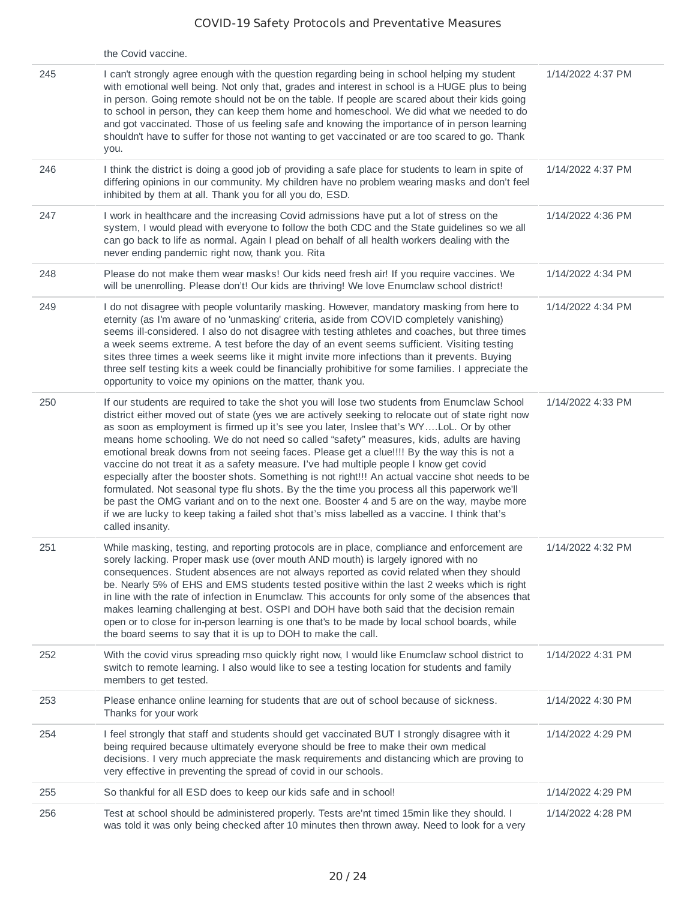| | the Covid vaccine. | |
|---|---|---|
| 245 | I can't strongly agree enough with the question regarding being in school helping my student with emotional well being. Not only that, grades and interest in school is a HUGE plus to being in person. Going remote should not be on the table. If people are scared about their kids going to school in person, they can keep them home and homeschool. We did what we needed to do and got vaccinated. Those of us feeling safe and knowing the importance of in person learning shouldn't have to suffer for those not wanting to get vaccinated or are too scared to go. Thank you. | 1/14/2022 4:37 PM |
| 246 | I think the district is doing a good job of providing a safe place for students to learn in spite of differing opinions in our community. My children have no problem wearing masks and don't feel inhibited by them at all. Thank you for all you do, ESD. | 1/14/2022 4:37 PM |
| 247 | I work in healthcare and the increasing Covid admissions have put a lot of stress on the system, I would plead with everyone to follow the both CDC and the State guidelines so we all can go back to life as normal. Again I plead on behalf of all health workers dealing with the never ending pandemic right now, thank you. Rita | 1/14/2022 4:36 PM |
| 248 | Please do not make them wear masks! Our kids need fresh air! If you require vaccines. We will be unenrolling. Please don't! Our kids are thriving! We love Enumclaw school district! | 1/14/2022 4:34 PM |
| 249 | I do not disagree with people voluntarily masking. However, mandatory masking from here to eternity (as I'm aware of no 'unmasking' criteria, aside from COVID completely vanishing) seems ill-considered. I also do not disagree with testing athletes and coaches, but three times a week seems extreme. A test before the day of an event seems sufficient. Visiting testing sites three times a week seems like it might invite more infections than it prevents. Buying three self testing kits a week could be financially prohibitive for some families. I appreciate the opportunity to voice my opinions on the matter, thank you. | 1/14/2022 4:34 PM |
| 250 | If our students are required to take the shot you will lose two students from Enumclaw School district either moved out of state (yes we are actively seeking to relocate out of state right now as soon as employment is firmed up it's see you later, Inslee that's WY….LoL. Or by other means home schooling. We do not need so called "safety" measures, kids, adults are having emotional break downs from not seeing faces. Please get a clue!!!! By the way this is not a vaccine do not treat it as a safety measure. I've had multiple people I know get covid especially after the booster shots. Something is not right!!! An actual vaccine shot needs to be formulated. Not seasonal type flu shots. By the the time you process all this paperwork we'll be past the OMG variant and on to the next one. Booster 4 and 5 are on the way, maybe more if we are lucky to keep taking a failed shot that's miss labelled as a vaccine. I think that's called insanity. | 1/14/2022 4:33 PM |
| 251 | While masking, testing, and reporting protocols are in place, compliance and enforcement are sorely lacking. Proper mask use (over mouth AND mouth) is largely ignored with no consequences. Student absences are not always reported as covid related when they should be. Nearly 5% of EHS and EMS students tested positive within the last 2 weeks which is right in line with the rate of infection in Enumclaw. This accounts for only some of the absences that makes learning challenging at best. OSPI and DOH have both said that the decision remain open or to close for in-person learning is one that's to be made by local school boards, while the board seems to say that it is up to DOH to make the call. | 1/14/2022 4:32 PM |
| 252 | With the covid virus spreading mso quickly right now, I would like Enumclaw school district to switch to remote learning. I also would like to see a testing location for students and family members to get tested. | 1/14/2022 4:31 PM |
| 253 | Please enhance online learning for students that are out of school because of sickness. Thanks for your work | 1/14/2022 4:30 PM |
| 254 | I feel strongly that staff and students should get vaccinated BUT I strongly disagree with it being required because ultimately everyone should be free to make their own medical decisions. I very much appreciate the mask requirements and distancing which are proving to very effective in preventing the spread of covid in our schools. | 1/14/2022 4:29 PM |
| 255 | So thankful for all ESD does to keep our kids safe and in school! | 1/14/2022 4:29 PM |
| 256 | Test at school should be administered properly. Tests are'nt timed 15min like they should. I was told it was only being checked after 10 minutes then thrown away. Need to look for a very | 1/14/2022 4:28 PM |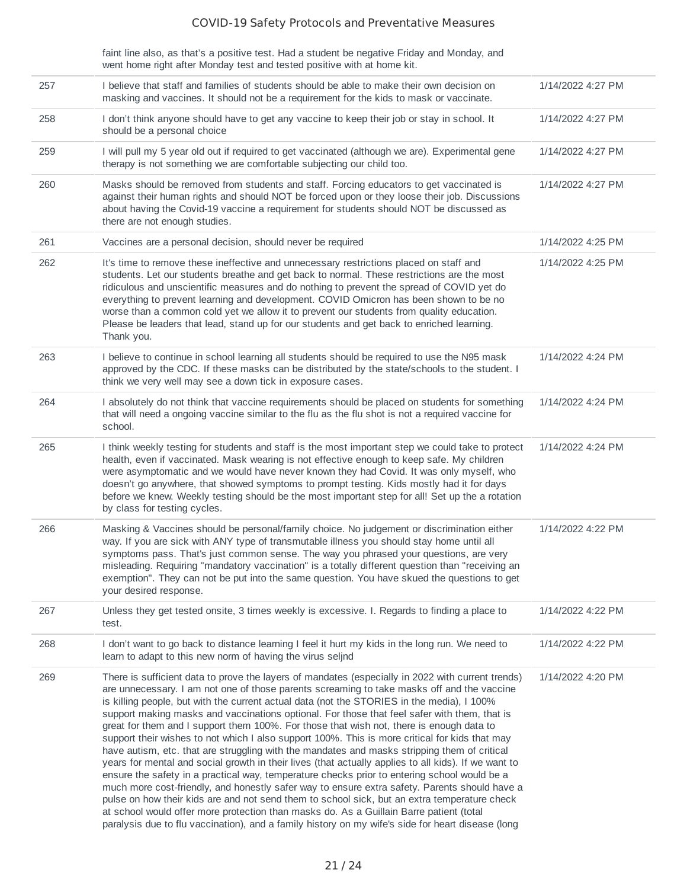| | | |
|---|---|---|
| | faint line also, as that's a positive test. Had a student be negative Friday and Monday, and went home right after Monday test and tested positive with at home kit. | |
| 257 | I believe that staff and families of students should be able to make their own decision on masking and vaccines. It should not be a requirement for the kids to mask or vaccinate. | 1/14/2022 4:27 PM |
| 258 | I don't think anyone should have to get any vaccine to keep their job or stay in school. It should be a personal choice | 1/14/2022 4:27 PM |
| 259 | I will pull my 5 year old out if required to get vaccinated (although we are). Experimental gene therapy is not something we are comfortable subjecting our child too. | 1/14/2022 4:27 PM |
| 260 | Masks should be removed from students and staff. Forcing educators to get vaccinated is against their human rights and should NOT be forced upon or they loose their job. Discussions about having the Covid-19 vaccine a requirement for students should NOT be discussed as there are not enough studies. | 1/14/2022 4:27 PM |
| 261 | Vaccines are a personal decision, should never be required | 1/14/2022 4:25 PM |
| 262 | It's time to remove these ineffective and unnecessary restrictions placed on staff and students. Let our students breathe and get back to normal. These restrictions are the most ridiculous and unscientific measures and do nothing to prevent the spread of COVID yet do everything to prevent learning and development. COVID Omicron has been shown to be no worse than a common cold yet we allow it to prevent our students from quality education. Please be leaders that lead, stand up for our students and get back to enriched learning. Thank you. | 1/14/2022 4:25 PM |
| 263 | I believe to continue in school learning all students should be required to use the N95 mask approved by the CDC. If these masks can be distributed by the state/schools to the student. I think we very well may see a down tick in exposure cases. | 1/14/2022 4:24 PM |
| 264 | I absolutely do not think that vaccine requirements should be placed on students for something that will need a ongoing vaccine similar to the flu as the flu shot is not a required vaccine for school. | 1/14/2022 4:24 PM |
| 265 | I think weekly testing for students and staff is the most important step we could take to protect health, even if vaccinated. Mask wearing is not effective enough to keep safe. My children were asymptomatic and we would have never known they had Covid. It was only myself, who doesn't go anywhere, that showed symptoms to prompt testing. Kids mostly had it for days before we knew. Weekly testing should be the most important step for all! Set up the a rotation by class for testing cycles. | 1/14/2022 4:24 PM |
| 266 | Masking & Vaccines should be personal/family choice. No judgement or discrimination either way. If you are sick with ANY type of transmutable illness you should stay home until all symptoms pass. That's just common sense. The way you phrased your questions, are very misleading. Requiring "mandatory vaccination" is a totally different question than "receiving an exemption". They can not be put into the same question. You have skued the questions to get your desired response. | 1/14/2022 4:22 PM |
| 267 | Unless they get tested onsite, 3 times weekly is excessive. I. Regards to finding a place to test. | 1/14/2022 4:22 PM |
| 268 | I don't want to go back to distance learning I feel it hurt my kids in the long run. We need to learn to adapt to this new norm of having the virus seljnd | 1/14/2022 4:22 PM |
| 269 | There is sufficient data to prove the layers of mandates (especially in 2022 with current trends) are unnecessary. I am not one of those parents screaming to take masks off and the vaccine is killing people, but with the current actual data (not the STORIES in the media), I 100% support making masks and vaccinations optional. For those that feel safer with them, that is great for them and I support them 100%. For those that wish not, there is enough data to support their wishes to not which I also support 100%. This is more critical for kids that may have autism, etc. that are struggling with the mandates and masks stripping them of critical years for mental and social growth in their lives (that actually applies to all kids). If we want to ensure the safety in a practical way, temperature checks prior to entering school would be a much more cost-friendly, and honestly safer way to ensure extra safety. Parents should have a pulse on how their kids are and not send them to school sick, but an extra temperature check at school would offer more protection than masks do. As a Guillain Barre patient (total paralysis due to flu vaccination), and a family history on my wife's side for heart disease (long | 1/14/2022 4:20 PM |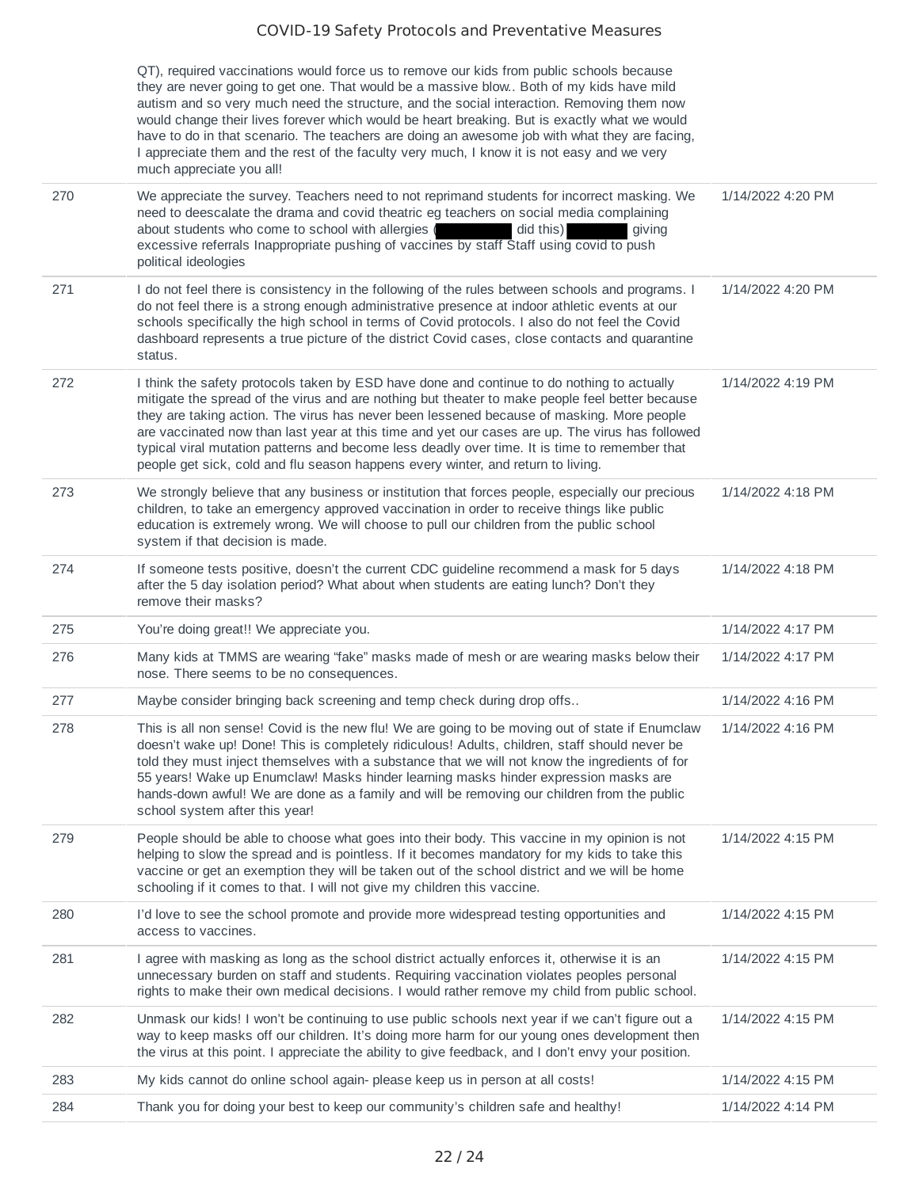| | | |
|---|---|---|
| | QT), required vaccinations would force us to remove our kids from public schools because they are never going to get one. That would be a massive blow.. Both of my kids have mild autism and so very much need the structure, and the social interaction. Removing them now would change their lives forever which would be heart breaking. But is exactly what we would have to do in that scenario. The teachers are doing an awesome job with what they are facing, I appreciate them and the rest of the faculty very much, I know it is not easy and we very much appreciate you all! | |
| 270 | We appreciate the survey. Teachers need to not reprimand students for incorrect masking. We need to deescalate the drama and covid theatric eg teachers on social media complaining about students who come to school with allergies (█████ did this) ████ giving excessive referrals Inappropriate pushing of vaccines by staff Staff using covid to push political ideologies | 1/14/2022 4:20 PM |
| 271 | I do not feel there is consistency in the following of the rules between schools and programs. I do not feel there is a strong enough administrative presence at indoor athletic events at our schools specifically the high school in terms of Covid protocols. I also do not feel the Covid dashboard represents a true picture of the district Covid cases, close contacts and quarantine status. | 1/14/2022 4:20 PM |
| 272 | I think the safety protocols taken by ESD have done and continue to do nothing to actually mitigate the spread of the virus and are nothing but theater to make people feel better because they are taking action. The virus has never been lessened because of masking. More people are vaccinated now than last year at this time and yet our cases are up. The virus has followed typical viral mutation patterns and become less deadly over time. It is time to remember that people get sick, cold and flu season happens every winter, and return to living. | 1/14/2022 4:19 PM |
| 273 | We strongly believe that any business or institution that forces people, especially our precious children, to take an emergency approved vaccination in order to receive things like public education is extremely wrong. We will choose to pull our children from the public school system if that decision is made. | 1/14/2022 4:18 PM |
| 274 | If someone tests positive, doesn't the current CDC guideline recommend a mask for 5 days after the 5 day isolation period? What about when students are eating lunch? Don't they remove their masks? | 1/14/2022 4:18 PM |
| 275 | You're doing great!! We appreciate you. | 1/14/2022 4:17 PM |
| 276 | Many kids at TMMS are wearing "fake" masks made of mesh or are wearing masks below their nose. There seems to be no consequences. | 1/14/2022 4:17 PM |
| 277 | Maybe consider bringing back screening and temp check during drop offs.. | 1/14/2022 4:16 PM |
| 278 | This is all non sense! Covid is the new flu! We are going to be moving out of state if Enumclaw doesn't wake up! Done! This is completely ridiculous! Adults, children, staff should never be told they must inject themselves with a substance that we will not know the ingredients of for 55 years! Wake up Enumclaw! Masks hinder learning masks hinder expression masks are hands-down awful! We are done as a family and will be removing our children from the public school system after this year! | 1/14/2022 4:16 PM |
| 279 | People should be able to choose what goes into their body. This vaccine in my opinion is not helping to slow the spread and is pointless. If it becomes mandatory for my kids to take this vaccine or get an exemption they will be taken out of the school district and we will be home schooling if it comes to that. I will not give my children this vaccine. | 1/14/2022 4:15 PM |
| 280 | I'd love to see the school promote and provide more widespread testing opportunities and access to vaccines. | 1/14/2022 4:15 PM |
| 281 | I agree with masking as long as the school district actually enforces it, otherwise it is an unnecessary burden on staff and students. Requiring vaccination violates peoples personal rights to make their own medical decisions. I would rather remove my child from public school. | 1/14/2022 4:15 PM |
| 282 | Unmask our kids! I won't be continuing to use public schools next year if we can't figure out a way to keep masks off our children. It's doing more harm for our young ones development then the virus at this point. I appreciate the ability to give feedback, and I don't envy your position. | 1/14/2022 4:15 PM |
| 283 | My kids cannot do online school again- please keep us in person at all costs! | 1/14/2022 4:15 PM |
| 284 | Thank you for doing your best to keep our community's children safe and healthy! | 1/14/2022 4:14 PM |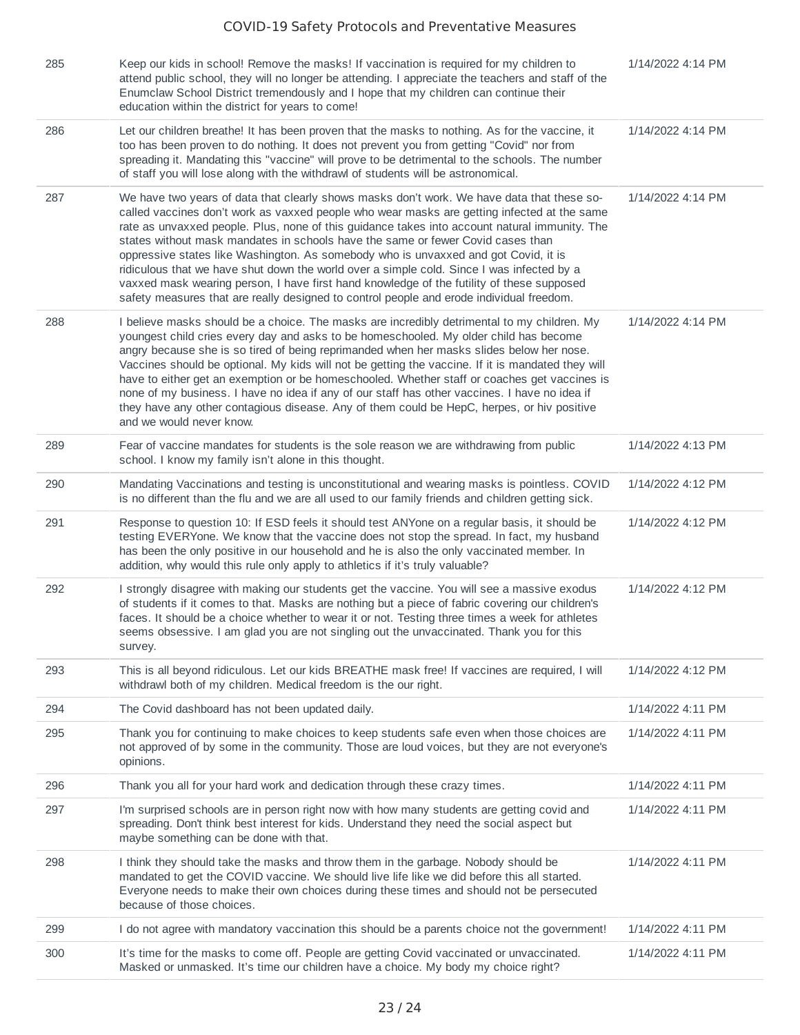| | | |
|---|---|---|
| 285 | Keep our kids in school! Remove the masks! If vaccination is required for my children to attend public school, they will no longer be attending. I appreciate the teachers and staff of the Enumclaw School District tremendously and I hope that my children can continue their education within the district for years to come! | 1/14/2022 4:14 PM |
| 286 | Let our children breathe! It has been proven that the masks to nothing. As for the vaccine, it too has been proven to do nothing. It does not prevent you from getting "Covid" nor from spreading it. Mandating this "vaccine" will prove to be detrimental to the schools. The number of staff you will lose along with the withdrawl of students will be astronomical. | 1/14/2022 4:14 PM |
| 287 | We have two years of data that clearly shows masks don't work. We have data that these so-called vaccines don't work as vaxxed people who wear masks are getting infected at the same rate as unvaxxed people. Plus, none of this guidance takes into account natural immunity. The states without mask mandates in schools have the same or fewer Covid cases than oppressive states like Washington. As somebody who is unvaxxed and got Covid, it is ridiculous that we have shut down the world over a simple cold. Since I was infected by a vaxxed mask wearing person, I have first hand knowledge of the futility of these supposed safety measures that are really designed to control people and erode individual freedom. | 1/14/2022 4:14 PM |
| 288 | I believe masks should be a choice. The masks are incredibly detrimental to my children. My youngest child cries every day and asks to be homeschooled. My older child has become angry because she is so tired of being reprimanded when her masks slides below her nose. Vaccines should be optional. My kids will not be getting the vaccine. If it is mandated they will have to either get an exemption or be homeschooled. Whether staff or coaches get vaccines is none of my business. I have no idea if any of our staff has other vaccines. I have no idea if they have any other contagious disease. Any of them could be HepC, herpes, or hiv positive and we would never know. | 1/14/2022 4:14 PM |
| 289 | Fear of vaccine mandates for students is the sole reason we are withdrawing from public school. I know my family isn't alone in this thought. | 1/14/2022 4:13 PM |
| 290 | Mandating Vaccinations and testing is unconstitutional and wearing masks is pointless. COVID is no different than the flu and we are all used to our family friends and children getting sick. | 1/14/2022 4:12 PM |
| 291 | Response to question 10: If ESD feels it should test ANYone on a regular basis, it should be testing EVERYone. We know that the vaccine does not stop the spread. In fact, my husband has been the only positive in our household and he is also the only vaccinated member. In addition, why would this rule only apply to athletics if it's truly valuable? | 1/14/2022 4:12 PM |
| 292 | I strongly disagree with making our students get the vaccine. You will see a massive exodus of students if it comes to that. Masks are nothing but a piece of fabric covering our children's faces. It should be a choice whether to wear it or not. Testing three times a week for athletes seems obsessive. I am glad you are not singling out the unvaccinated. Thank you for this survey. | 1/14/2022 4:12 PM |
| 293 | This is all beyond ridiculous. Let our kids BREATHE mask free! If vaccines are required, I will withdrawl both of my children. Medical freedom is the our right. | 1/14/2022 4:12 PM |
| 294 | The Covid dashboard has not been updated daily. | 1/14/2022 4:11 PM |
| 295 | Thank you for continuing to make choices to keep students safe even when those choices are not approved of by some in the community. Those are loud voices, but they are not everyone's opinions. | 1/14/2022 4:11 PM |
| 296 | Thank you all for your hard work and dedication through these crazy times. | 1/14/2022 4:11 PM |
| 297 | I'm surprised schools are in person right now with how many students are getting covid and spreading. Don't think best interest for kids. Understand they need the social aspect but maybe something can be done with that. | 1/14/2022 4:11 PM |
| 298 | I think they should take the masks and throw them in the garbage. Nobody should be mandated to get the COVID vaccine. We should live life like we did before this all started. Everyone needs to make their own choices during these times and should not be persecuted because of those choices. | 1/14/2022 4:11 PM |
| 299 | I do not agree with mandatory vaccination this should be a parents choice not the government! | 1/14/2022 4:11 PM |
| 300 | It's time for the masks to come off. People are getting Covid vaccinated or unvaccinated. Masked or unmasked. It's time our children have a choice. My body my choice right? | 1/14/2022 4:11 PM |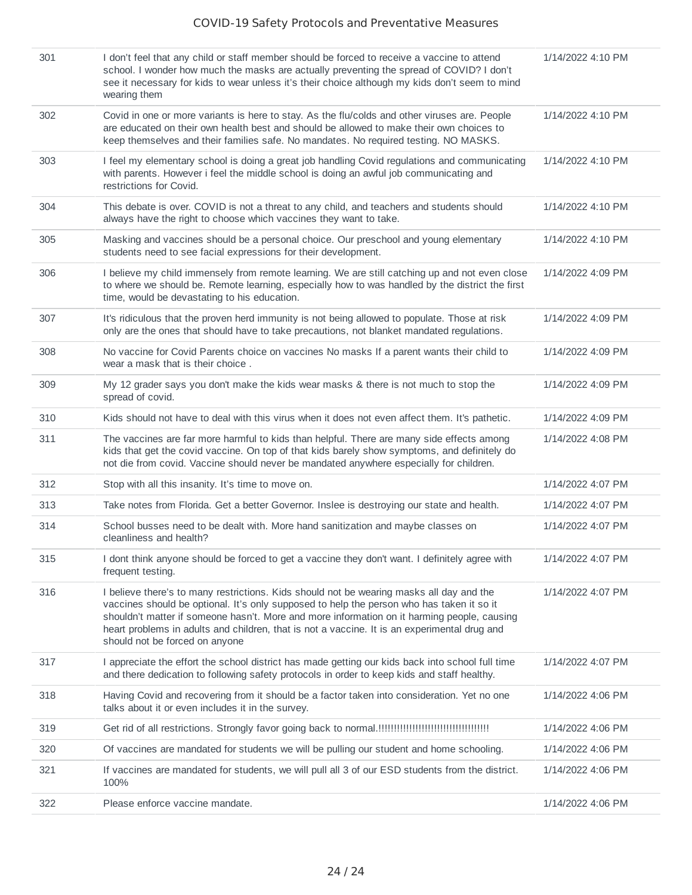| | | |
|---|---|---|
| 301 | I don't feel that any child or staff member should be forced to receive a vaccine to attend school. I wonder how much the masks are actually preventing the spread of COVID? I don't see it necessary for kids to wear unless it's their choice although my kids don't seem to mind wearing them | 1/14/2022 4:10 PM |
| 302 | Covid in one or more variants is here to stay. As the flu/colds and other viruses are. People are educated on their own health best and should be allowed to make their own choices to keep themselves and their families safe. No mandates. No required testing. NO MASKS. | 1/14/2022 4:10 PM |
| 303 | I feel my elementary school is doing a great job handling Covid regulations and communicating with parents. However i feel the middle school is doing an awful job communicating and restrictions for Covid. | 1/14/2022 4:10 PM |
| 304 | This debate is over. COVID is not a threat to any child, and teachers and students should always have the right to choose which vaccines they want to take. | 1/14/2022 4:10 PM |
| 305 | Masking and vaccines should be a personal choice. Our preschool and young elementary students need to see facial expressions for their development. | 1/14/2022 4:10 PM |
| 306 | I believe my child immensely from remote learning. We are still catching up and not even close to where we should be. Remote learning, especially how to was handled by the district the first time, would be devastating to his education. | 1/14/2022 4:09 PM |
| 307 | It's ridiculous that the proven herd immunity is not being allowed to populate. Those at risk only are the ones that should have to take precautions, not blanket mandated regulations. | 1/14/2022 4:09 PM |
| 308 | No vaccine for Covid Parents choice on vaccines No masks If a parent wants their child to wear a mask that is their choice . | 1/14/2022 4:09 PM |
| 309 | My 12 grader says you don't make the kids wear masks & there is not much to stop the spread of covid. | 1/14/2022 4:09 PM |
| 310 | Kids should not have to deal with this virus when it does not even affect them. It's pathetic. | 1/14/2022 4:09 PM |
| 311 | The vaccines are far more harmful to kids than helpful. There are many side effects among kids that get the covid vaccine. On top of that kids barely show symptoms, and definitely do not die from covid. Vaccine should never be mandated anywhere especially for children. | 1/14/2022 4:08 PM |
| 312 | Stop with all this insanity. It's time to move on. | 1/14/2022 4:07 PM |
| 313 | Take notes from Florida. Get a better Governor. Inslee is destroying our state and health. | 1/14/2022 4:07 PM |
| 314 | School busses need to be dealt with. More hand sanitization and maybe classes on cleanliness and health? | 1/14/2022 4:07 PM |
| 315 | I dont think anyone should be forced to get a vaccine they don't want. I definitely agree with frequent testing. | 1/14/2022 4:07 PM |
| 316 | I believe there's to many restrictions. Kids should not be wearing masks all day and the vaccines should be optional. It's only supposed to help the person who has taken it so it shouldn't matter if someone hasn't. More and more information on it harming people, causing heart problems in adults and children, that is not a vaccine. It is an experimental drug and should not be forced on anyone | 1/14/2022 4:07 PM |
| 317 | I appreciate the effort the school district has made getting our kids back into school full time and there dedication to following safety protocols in order to keep kids and staff healthy. | 1/14/2022 4:07 PM |
| 318 | Having Covid and recovering from it should be a factor taken into consideration. Yet no one talks about it or even includes it in the survey. | 1/14/2022 4:06 PM |
| 319 | Get rid of all restrictions. Strongly favor going back to normal.!!!!!!!!!!!!!!!!!!!!!!!!!!!!!!!!!!!! | 1/14/2022 4:06 PM |
| 320 | Of vaccines are mandated for students we will be pulling our student and home schooling. | 1/14/2022 4:06 PM |
| 321 | If vaccines are mandated for students, we will pull all 3 of our ESD students from the district. 100% | 1/14/2022 4:06 PM |
| 322 | Please enforce vaccine mandate. | 1/14/2022 4:06 PM |